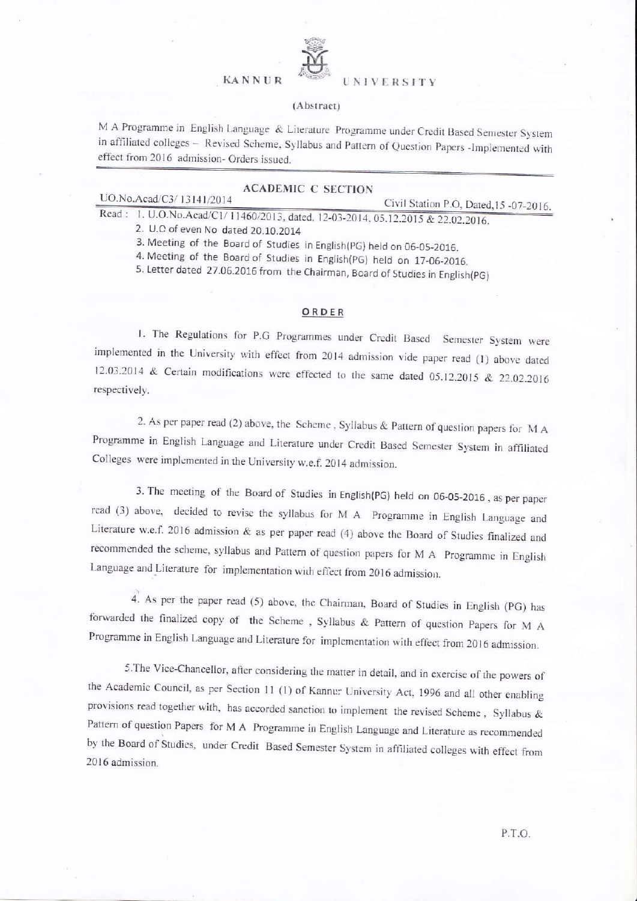# KANNUR UNIVERSITY

(Abstract)

M A Programme in English Language & Literature Programme under Credit Based Semester System in affiliated colleges – Revised Scheme, Syllabus and Pattern of Question Papers -Implemented with effect from 2016 admission- Orders issued.

## ACADEMIC C SECTION

UO.No.Acad/C3/ 13141/2014 Civil Station P.O, Dated,15 -07-2016.

Read : 1. U.O.No.Acad/C1/ 11460/2013, dated, 12-03-2014, 05.12.2015 & 22.02.2016.
2. U.O of even No dated 20.10.2014
3. Meeting of the Board of Studies in English(PG) held on 06-05-2016.
4. Meeting of the Board of Studies in English(PG) held on 17-06-2016.
5. Letter dated 27.06.2016 from the Chairman, Board of Studies in English(PG)

### ORDER

1. The Regulations for P.G Programmes under Credit Based Semester System were implemented in the University with effect from 2014 admission vide paper read (1) above dated 12.03.2014 & Certain modifications were effected to the same dated 05.12.2015 & 22.02.2016 respectively.

2. As per paper read (2) above, the Scheme , Syllabus & Pattern of question papers for M A Programme in English Language and Literature under Credit Based Semester System in affiliated Colleges were implemented in the University w.e.f. 2014 admission.

3. The meeting of the Board of Studies in English(PG) held on 06-05-2016 , as per paper read (3) above, decided to revise the syllabus for M A Programme in English Language and Literature w.e.f. 2016 admission & as per paper read (4) above the Board of Studies finalized and recommended the scheme, syllabus and Pattern of question papers for M A Programme in English Language and Literature for implementation with effect from 2016 admission.

4. As per the paper read (5) above, the Chairman, Board of Studies in English (PG) has forwarded the finalized copy of the Scheme , Syllabus & Pattern of question Papers for M A Programme in English Language and Literature for implementation with effect from 2016 admission.

5.The Vice-Chancellor, after considering the matter in detail, and in exercise of the powers of the Academic Council, as per Section 11 (1) of Kannur University Act, 1996 and all other enabling provisions read together with, has accorded sanction to implement the revised Scheme , Syllabus & Pattern of question Papers for M A Programme in English Language and Literature as recommended by the Board of Studies, under Credit Based Semester System in affiliated colleges with effect from 2016 admission.

P.T.O.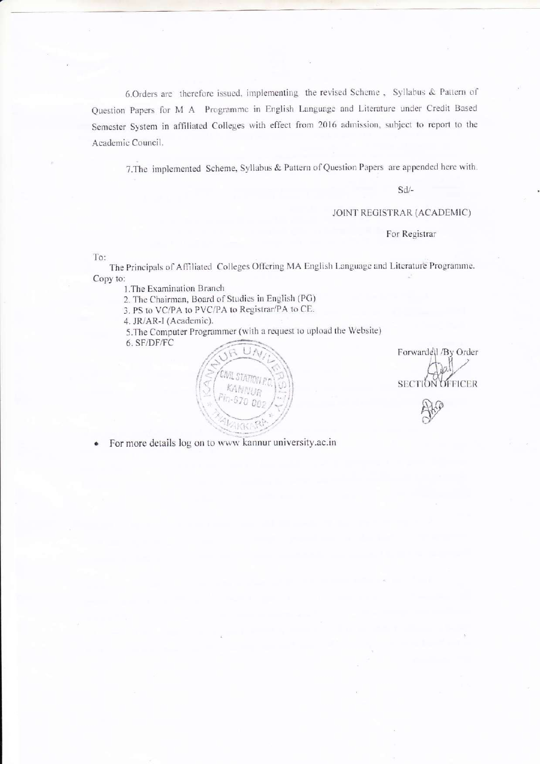6.Orders are therefore issued, implementing the revised Scheme , Syllabus & Pattern of Question Papers for M A Programme in English Language and Literature under Credit Based Semester System in affiliated Colleges with effect from 2016 admission, subject to report to the Academic Council.

7.The implemented Scheme, Syllabus & Pattern of Question Papers are appended here with.

Sd/-

JOINT REGISTRAR (ACADEMIC)

For Registrar

To:

The Principals of Affiliated Colleges Offering MA English Language and Literature Programme.

Copy to:

1.The Examination Branch
2. The Chairman, Board of Studies in English (PG)
3. PS to VC/PA to PVC/PA to Registrar/PA to CE.
4. JR/AR-I (Academic).
5.The Computer Programmer (with a request to upload the Website)
6. SF/DF/FC

Forwarded /By Order

SECTION OFFICER

- For more details log on to www kannur university.ac.in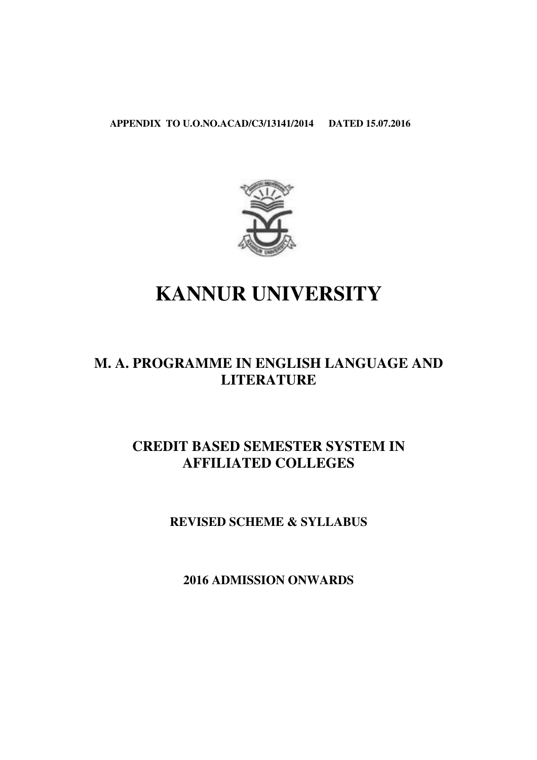**APPENDIX TO U.O.NO.ACAD/C3/13141/2014 DATED 15.07.2016**

# KANNUR UNIVERSITY

## M. A. PROGRAMME IN ENGLISH LANGUAGE AND LITERATURE

## CREDIT BASED SEMESTER SYSTEM IN AFFILIATED COLLEGES

### REVISED SCHEME & SYLLABUS

### 2016 ADMISSION ONWARDS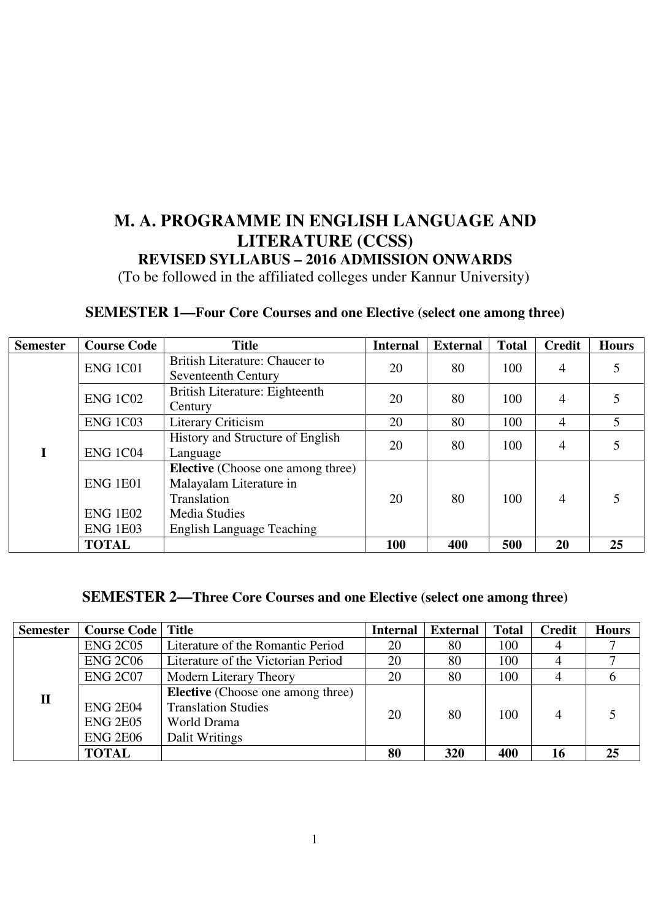# M. A. PROGRAMME IN ENGLISH LANGUAGE AND LITERATURE (CCSS)

## REVISED SYLLABUS – 2016 ADMISSION ONWARDS

(To be followed in the affiliated colleges under Kannur University)

### SEMESTER 1—Four Core Courses and one Elective (select one among three)

| Semester | Course Code | Title | Internal | External | Total | Credit | Hours |
|---|---|---|---|---|---|---|---|
| I | ENG 1C01 | British Literature: Chaucer to Seventeenth Century | 20 | 80 | 100 | 4 | 5 |
| | ENG 1C02 | British Literature: Eighteenth Century | 20 | 80 | 100 | 4 | 5 |
| | ENG 1C03 | Literary Criticism | 20 | 80 | 100 | 4 | 5 |
| | ENG 1C04 | History and Structure of English Language | 20 | 80 | 100 | 4 | 5 |
| | ENG 1E01<br><br>ENG 1E02<br>ENG 1E03 | **Elective** (Choose one among three)<br>Malayalam Literature in Translation<br>Media Studies<br>English Language Teaching | 20 | 80 | 100 | 4 | 5 |
| | **TOTAL** | | **100** | **400** | **500** | **20** | **25** |

### SEMESTER 2—Three Core Courses and one Elective (select one among three)

| Semester | Course Code | Title | Internal | External | Total | Credit | Hours |
|---|---|---|---|---|---|---|---|
| II | ENG 2C05 | Literature of the Romantic Period | 20 | 80 | 100 | 4 | 7 |
| | ENG 2C06 | Literature of the Victorian Period | 20 | 80 | 100 | 4 | 7 |
| | ENG 2C07 | Modern Literary Theory | 20 | 80 | 100 | 4 | 6 |
| | ENG 2E04<br>ENG 2E05<br>ENG 2E06 | **Elective** (Choose one among three)<br>Translation Studies<br>World Drama<br>Dalit Writings | 20 | 80 | 100 | 4 | 5 |
| | **TOTAL** | | **80** | **320** | **400** | **16** | **25** |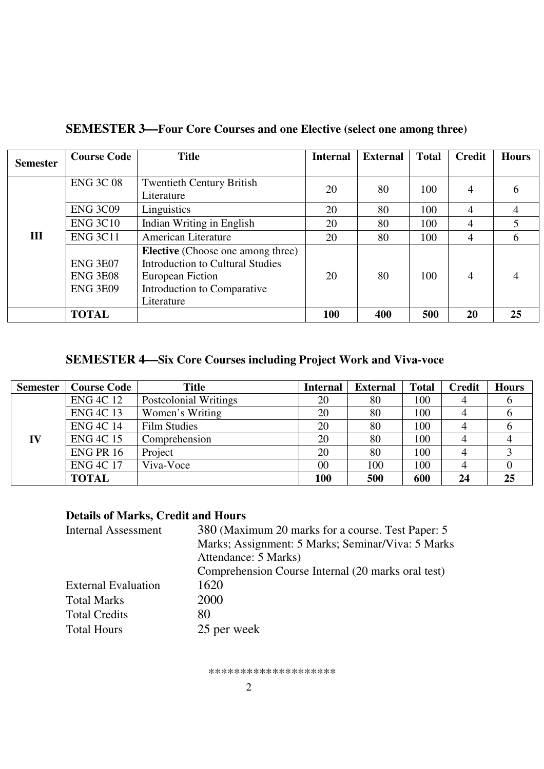## SEMESTER 3—Four Core Courses and one Elective (select one among three)

| Semester | Course Code | Title | Internal | External | Total | Credit | Hours |
|---|---|---|---|---|---|---|---|
| III | ENG 3C 08 | Twentieth Century British Literature | 20 | 80 | 100 | 4 | 6 |
| | ENG 3C09 | Linguistics | 20 | 80 | 100 | 4 | 4 |
| | ENG 3C10 | Indian Writing in English | 20 | 80 | 100 | 4 | 5 |
| | ENG 3C11 | American Literature | 20 | 80 | 100 | 4 | 6 |
| | ENG 3E07<br>ENG 3E08<br>ENG 3E09 | **Elective** (Choose one among three)<br>Introduction to Cultural Studies<br>European Fiction<br>Introduction to Comparative Literature | 20 | 80 | 100 | 4 | 4 |
| | **TOTAL** | | **100** | **400** | **500** | **20** | **25** |

## SEMESTER 4—Six Core Courses including Project Work and Viva-voce

| Semester | Course Code | Title | Internal | External | Total | Credit | Hours |
|---|---|---|---|---|---|---|---|
| IV | ENG 4C 12 | Postcolonial Writings | 20 | 80 | 100 | 4 | 6 |
| | ENG 4C 13 | Women's Writing | 20 | 80 | 100 | 4 | 6 |
| | ENG 4C 14 | Film Studies | 20 | 80 | 100 | 4 | 6 |
| | ENG 4C 15 | Comprehension | 20 | 80 | 100 | 4 | 4 |
| | ENG PR 16 | Project | 20 | 80 | 100 | 4 | 3 |
| | ENG 4C 17 | Viva-Voce | 00 | 100 | 100 | 4 | 0 |
| | **TOTAL** | | **100** | **500** | **600** | **24** | **25** |

### Details of Marks, Credit and Hours

| | |
|---|---|
| Internal Assessment | 380 (Maximum 20 marks for a course. Test Paper: 5 Marks; Assignment: 5 Marks; Seminar/Viva: 5 Marks Attendance: 5 Marks)<br>Comprehension Course Internal (20 marks oral test) |
| External Evaluation | 1620 |
| Total Marks | 2000 |
| Total Credits | 80 |
| Total Hours | 25 per week |

*******************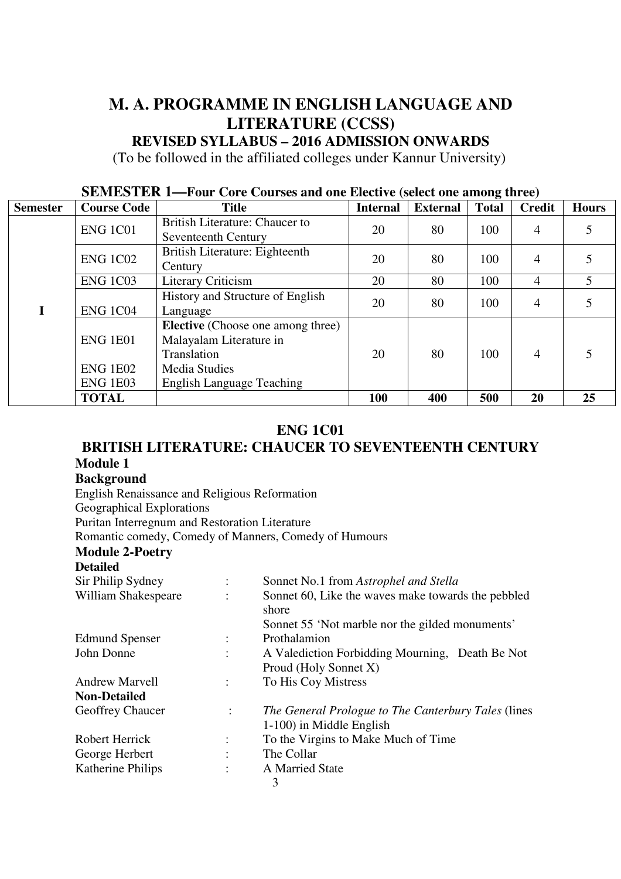# M. A. PROGRAMME IN ENGLISH LANGUAGE AND LITERATURE (CCSS)

## REVISED SYLLABUS – 2016 ADMISSION ONWARDS

(To be followed in the affiliated colleges under Kannur University)

### SEMESTER 1—Four Core Courses and one Elective (select one among three)

| Semester | Course Code | Title | Internal | External | Total | Credit | Hours |
|---|---|---|---|---|---|---|---|
| I | ENG 1C01 | British Literature: Chaucer to Seventeenth Century | 20 | 80 | 100 | 4 | 5 |
| | ENG 1C02 | British Literature: Eighteenth Century | 20 | 80 | 100 | 4 | 5 |
| | ENG 1C03 | Literary Criticism | 20 | 80 | 100 | 4 | 5 |
| | ENG 1C04 | History and Structure of English Language | 20 | 80 | 100 | 4 | 5 |
| | ENG 1E01<br>ENG 1E02<br>ENG 1E03 | **Elective** (Choose one among three)<br>Malayalam Literature in Translation<br>Media Studies<br>English Language Teaching | 20 | 80 | 100 | 4 | 5 |
| | **TOTAL** | | **100** | **400** | **500** | **20** | **25** |

## ENG 1C01

## BRITISH LITERATURE: CHAUCER TO SEVENTEENTH CENTURY

### Module 1

**Background**

English Renaissance and Religious Reformation

Geographical Explorations

Puritan Interregnum and Restoration Literature

Romantic comedy, Comedy of Manners, Comedy of Humours

### Module 2-Poetry

**Detailed**

Sir Philip Sydney : Sonnet No.1 from *Astrophel and Stella*

William Shakespeare : Sonnet 60, Like the waves make towards the pebbled shore
Sonnet 55 'Not marble nor the gilded monuments'

Edmund Spenser : Prothalamion

John Donne : A Valediction Forbidding Mourning, Death Be Not Proud (Holy Sonnet X)

Andrew Marvell : To His Coy Mistress

**Non-Detailed**

Geoffrey Chaucer : *The General Prologue to The Canterbury Tales* (lines 1-100) in Middle English

Robert Herrick : To the Virgins to Make Much of Time

George Herbert : The Collar

Katherine Philips : A Married State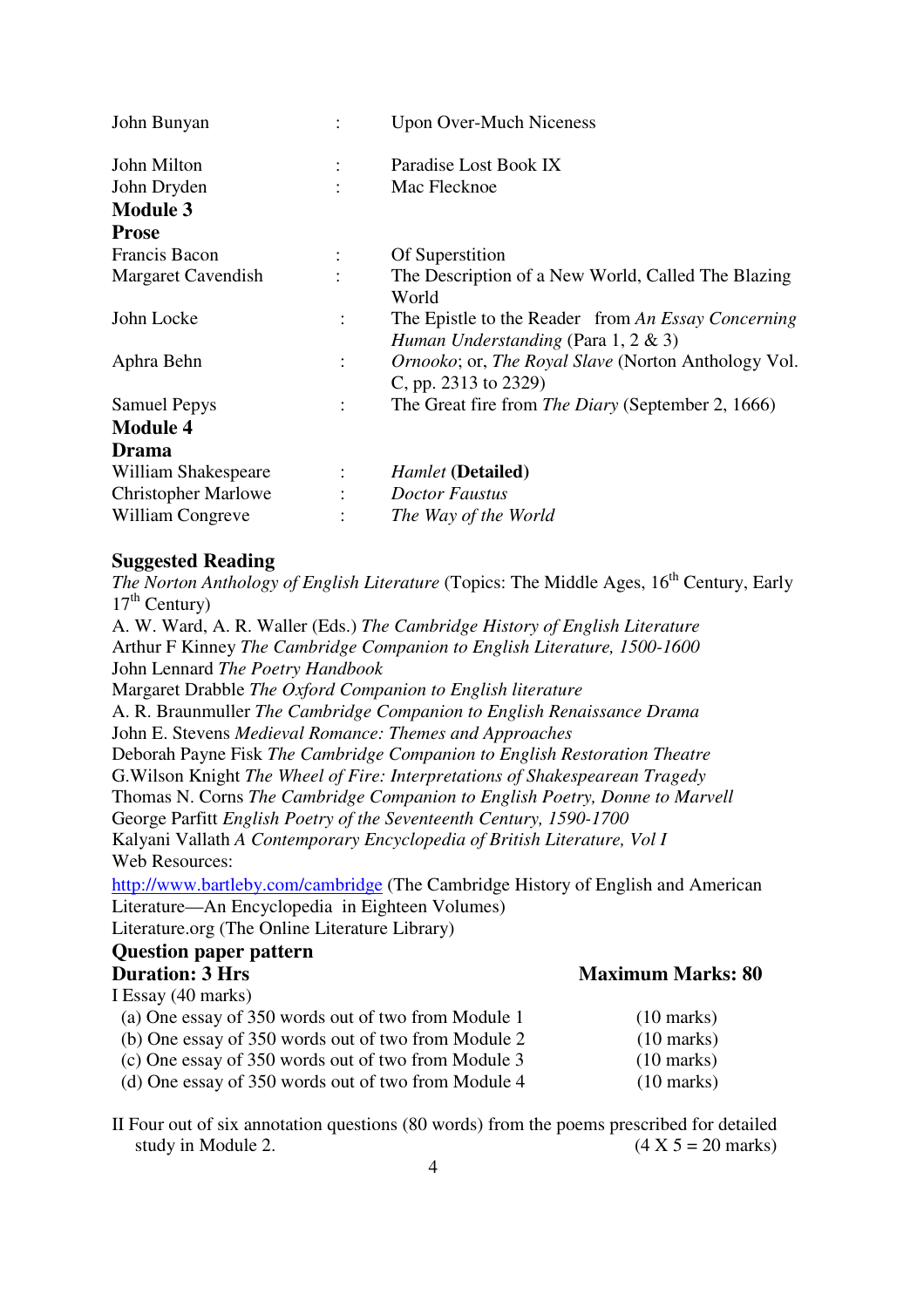John Bunyan : Upon Over-Much Niceness

John Milton : Paradise Lost Book IX
John Dryden : Mac Flecknoe

**Module 3**
**Prose**

Francis Bacon : Of Superstition
Margaret Cavendish : The Description of a New World, Called The Blazing World
John Locke : The Epistle to the Reader from *An Essay Concerning Human Understanding* (Para 1, 2 & 3)
Aphra Behn : *Ornooko*; or, *The Royal Slave* (Norton Anthology Vol. C, pp. 2313 to 2329)
Samuel Pepys : The Great fire from *The Diary* (September 2, 1666)

**Module 4**
**Drama**

William Shakespeare : *Hamlet* **(Detailed)**
Christopher Marlowe : *Doctor Faustus*
William Congreve : *The Way of the World*

**Suggested Reading**

*The Norton Anthology of English Literature* (Topics: The Middle Ages, 16th Century, Early 17th Century)
A. W. Ward, A. R. Waller (Eds.) *The Cambridge History of English Literature*
Arthur F Kinney *The Cambridge Companion to English Literature, 1500-1600*
John Lennard *The Poetry Handbook*
Margaret Drabble *The Oxford Companion to English literature*
A. R. Braunmuller *The Cambridge Companion to English Renaissance Drama*
John E. Stevens *Medieval Romance: Themes and Approaches*
Deborah Payne Fisk *The Cambridge Companion to English Restoration Theatre*
G.Wilson Knight *The Wheel of Fire: Interpretations of Shakespearean Tragedy*
Thomas N. Corns *The Cambridge Companion to English Poetry, Donne to Marvell*
George Parfitt *English Poetry of the Seventeenth Century, 1590-1700*
Kalyani Vallath *A Contemporary Encyclopedia of British Literature, Vol I*
Web Resources:
http://www.bartleby.com/cambridge (The Cambridge History of English and American Literature—An Encyclopedia in Eighteen Volumes)
Literature.org (The Online Literature Library)

**Question paper pattern**

**Duration: 3 Hrs** **Maximum Marks: 80**

I Essay (40 marks)

(a) One essay of 350 words out of two from Module 1 (10 marks)
(b) One essay of 350 words out of two from Module 2 (10 marks)
(c) One essay of 350 words out of two from Module 3 (10 marks)
(d) One essay of 350 words out of two from Module 4 (10 marks)

II Four out of six annotation questions (80 words) from the poems prescribed for detailed study in Module 2. (4 X 5 = 20 marks)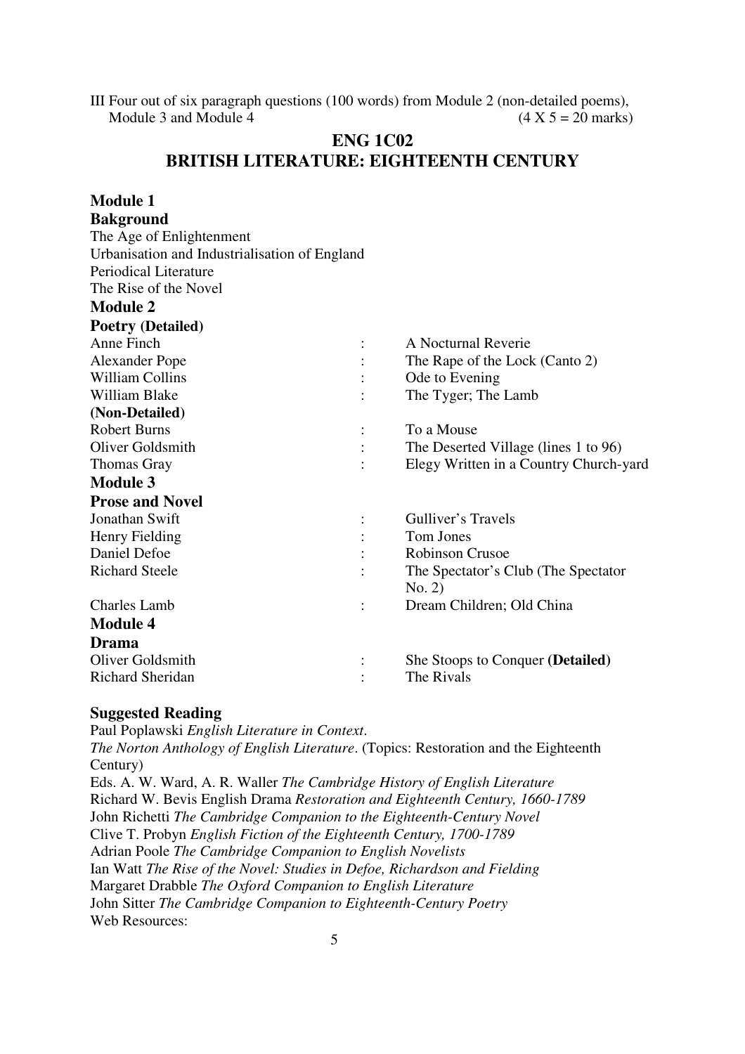III Four out of six paragraph questions (100 words) from Module 2 (non-detailed poems), Module 3 and Module 4 (4 X 5 = 20 marks)

## ENG 1C02
## BRITISH LITERATURE: EIGHTEENTH CENTURY

**Module 1**

**Bakground**

The Age of Enlightenment
Urbanisation and Industrialisation of England
Periodical Literature
The Rise of the Novel

**Module 2**

**Poetry (Detailed)**

| | | |
|---|---|---|
| Anne Finch | : | A Nocturnal Reverie |
| Alexander Pope | : | The Rape of the Lock (Canto 2) |
| William Collins | : | Ode to Evening |
| William Blake | : | The Tyger; The Lamb |

**(Non-Detailed)**

| | | |
|---|---|---|
| Robert Burns | : | To a Mouse |
| Oliver Goldsmith | : | The Deserted Village (lines 1 to 96) |
| Thomas Gray | : | Elegy Written in a Country Church-yard |

**Module 3**

**Prose and Novel**

| | | |
|---|---|---|
| Jonathan Swift | : | Gulliver's Travels |
| Henry Fielding | : | Tom Jones |
| Daniel Defoe | : | Robinson Crusoe |
| Richard Steele | : | The Spectator's Club (The Spectator No. 2) |
| Charles Lamb | : | Dream Children; Old China |

**Module 4**

**Drama**

| | | |
|---|---|---|
| Oliver Goldsmith | : | She Stoops to Conquer **(Detailed)** |
| Richard Sheridan | : | The Rivals |

**Suggested Reading**

Paul Poplawski *English Literature in Context*.
*The Norton Anthology of English Literature*. (Topics: Restoration and the Eighteenth Century)
Eds. A. W. Ward, A. R. Waller *The Cambridge History of English Literature*
Richard W. Bevis English Drama *Restoration and Eighteenth Century, 1660-1789*
John Richetti *The Cambridge Companion to the Eighteenth-Century Novel*
Clive T. Probyn *English Fiction of the Eighteenth Century, 1700-1789*
Adrian Poole *The Cambridge Companion to English Novelists*
Ian Watt *The Rise of the Novel: Studies in Defoe, Richardson and Fielding*
Margaret Drabble *The Oxford Companion to English Literature*
John Sitter *The Cambridge Companion to Eighteenth-Century Poetry*
Web Resources: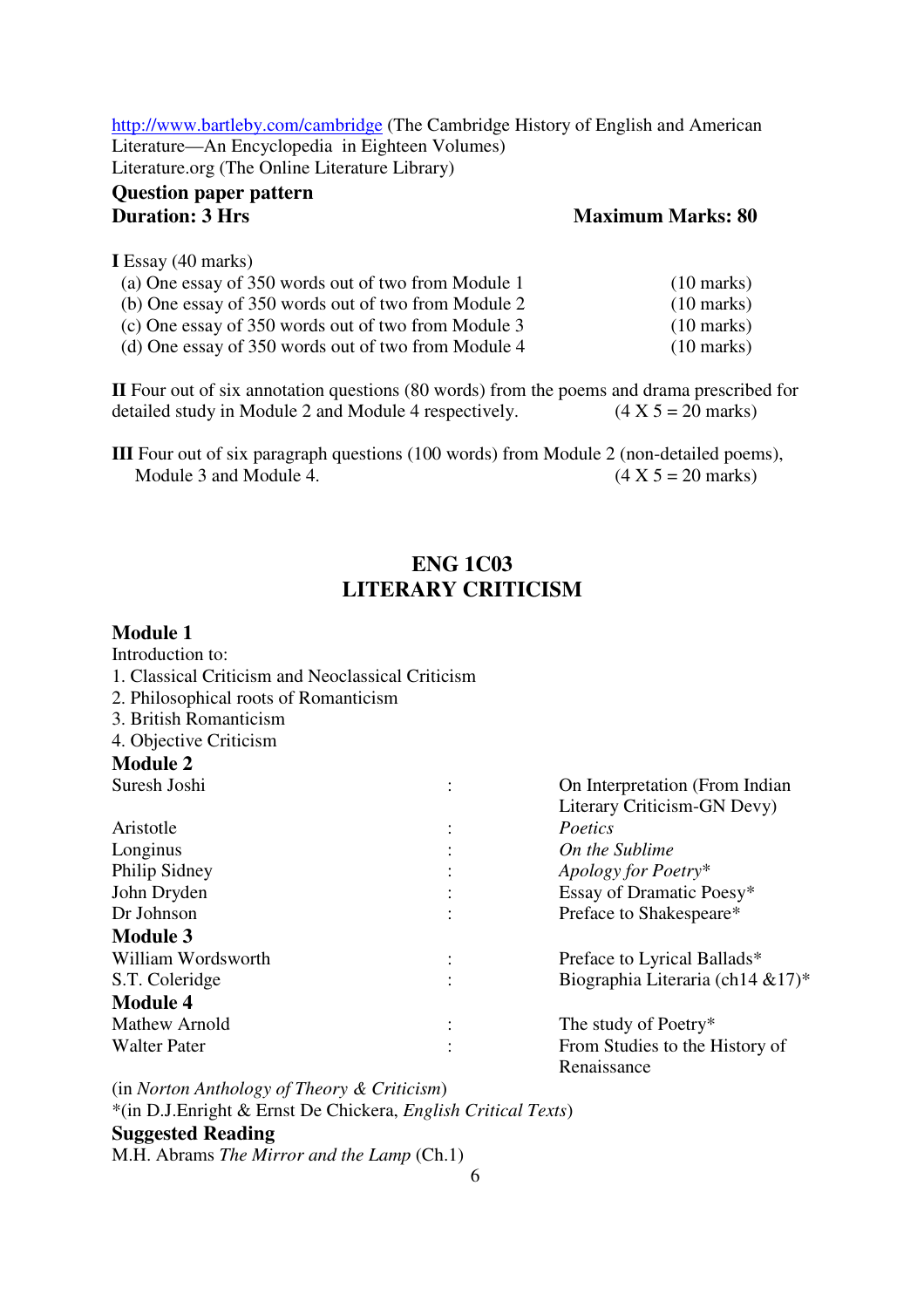http://www.bartleby.com/cambridge (The Cambridge History of English and American Literature—An Encyclopedia in Eighteen Volumes)
Literature.org (The Online Literature Library)

**Question paper pattern**

**Duration: 3 Hrs** **Maximum Marks: 80**

**I** Essay (40 marks)

(a) One essay of 350 words out of two from Module 1 (10 marks)
(b) One essay of 350 words out of two from Module 2 (10 marks)
(c) One essay of 350 words out of two from Module 3 (10 marks)
(d) One essay of 350 words out of two from Module 4 (10 marks)

**II** Four out of six annotation questions (80 words) from the poems and drama prescribed for detailed study in Module 2 and Module 4 respectively. (4 X 5 = 20 marks)

**III** Four out of six paragraph questions (100 words) from Module 2 (non-detailed poems), Module 3 and Module 4. (4 X 5 = 20 marks)

## ENG 1C03
## LITERARY CRITICISM

**Module 1**

Introduction to:

1. Classical Criticism and Neoclassical Criticism
2. Philosophical roots of Romanticism
3. British Romanticism
4. Objective Criticism

**Module 2**

| | | |
|---|---|---|
| Suresh Joshi | : | On Interpretation (From Indian Literary Criticism-GN Devy) |
| Aristotle | : | *Poetics* |
| Longinus | : | *On the Sublime* |
| Philip Sidney | : | *Apology for Poetry*\* |
| John Dryden | : | Essay of Dramatic Poesy* |
| Dr Johnson | : | Preface to Shakespeare* |

**Module 3**

| | | |
|---|---|---|
| William Wordsworth | : | Preface to Lyrical Ballads* |
| S.T. Coleridge | : | Biographia Literaria (ch14 &17)* |

**Module 4**

| | | |
|---|---|---|
| Mathew Arnold | : | The study of Poetry* |
| Walter Pater | : | From Studies to the History of Renaissance |

(in *Norton Anthology of Theory & Criticism*)
*(in D.J.Enright & Ernst De Chickera, *English Critical Texts*)

**Suggested Reading**

M.H. Abrams *The Mirror and the Lamp* (Ch.1)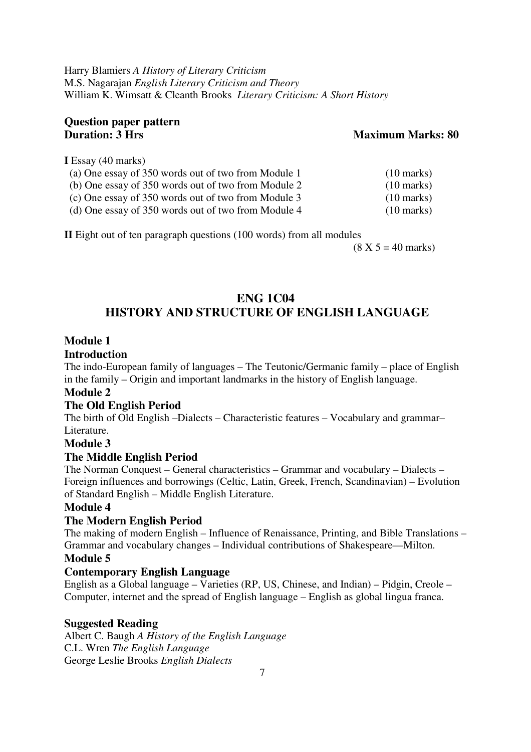Harry Blamiers *A History of Literary Criticism*
M.S. Nagarajan *English Literary Criticism and Theory*
William K. Wimsatt & Cleanth Brooks *Literary Criticism: A Short History*

**Question paper pattern**
**Duration: 3 Hrs** **Maximum Marks: 80**

**I** Essay (40 marks)

(a) One essay of 350 words out of two from Module 1 (10 marks)
(b) One essay of 350 words out of two from Module 2 (10 marks)
(c) One essay of 350 words out of two from Module 3 (10 marks)
(d) One essay of 350 words out of two from Module 4 (10 marks)

**II** Eight out of ten paragraph questions (100 words) from all modules
(8 X 5 = 40 marks)

## ENG 1C04
## HISTORY AND STRUCTURE OF ENGLISH LANGUAGE

**Module 1**

**Introduction**

The indo-European family of languages – The Teutonic/Germanic family – place of English in the family – Origin and important landmarks in the history of English language.

**Module 2**

**The Old English Period**

The birth of Old English –Dialects – Characteristic features – Vocabulary and grammar– Literature.

**Module 3**

**The Middle English Period**

The Norman Conquest – General characteristics – Grammar and vocabulary – Dialects – Foreign influences and borrowings (Celtic, Latin, Greek, French, Scandinavian) – Evolution of Standard English – Middle English Literature.

**Module 4**

**The Modern English Period**

The making of modern English – Influence of Renaissance, Printing, and Bible Translations – Grammar and vocabulary changes – Individual contributions of Shakespeare—Milton.

**Module 5**

**Contemporary English Language**

English as a Global language – Varieties (RP, US, Chinese, and Indian) – Pidgin, Creole – Computer, internet and the spread of English language – English as global lingua franca.

**Suggested Reading**

Albert C. Baugh *A History of the English Language*
C.L. Wren *The English Language*
George Leslie Brooks *English Dialects*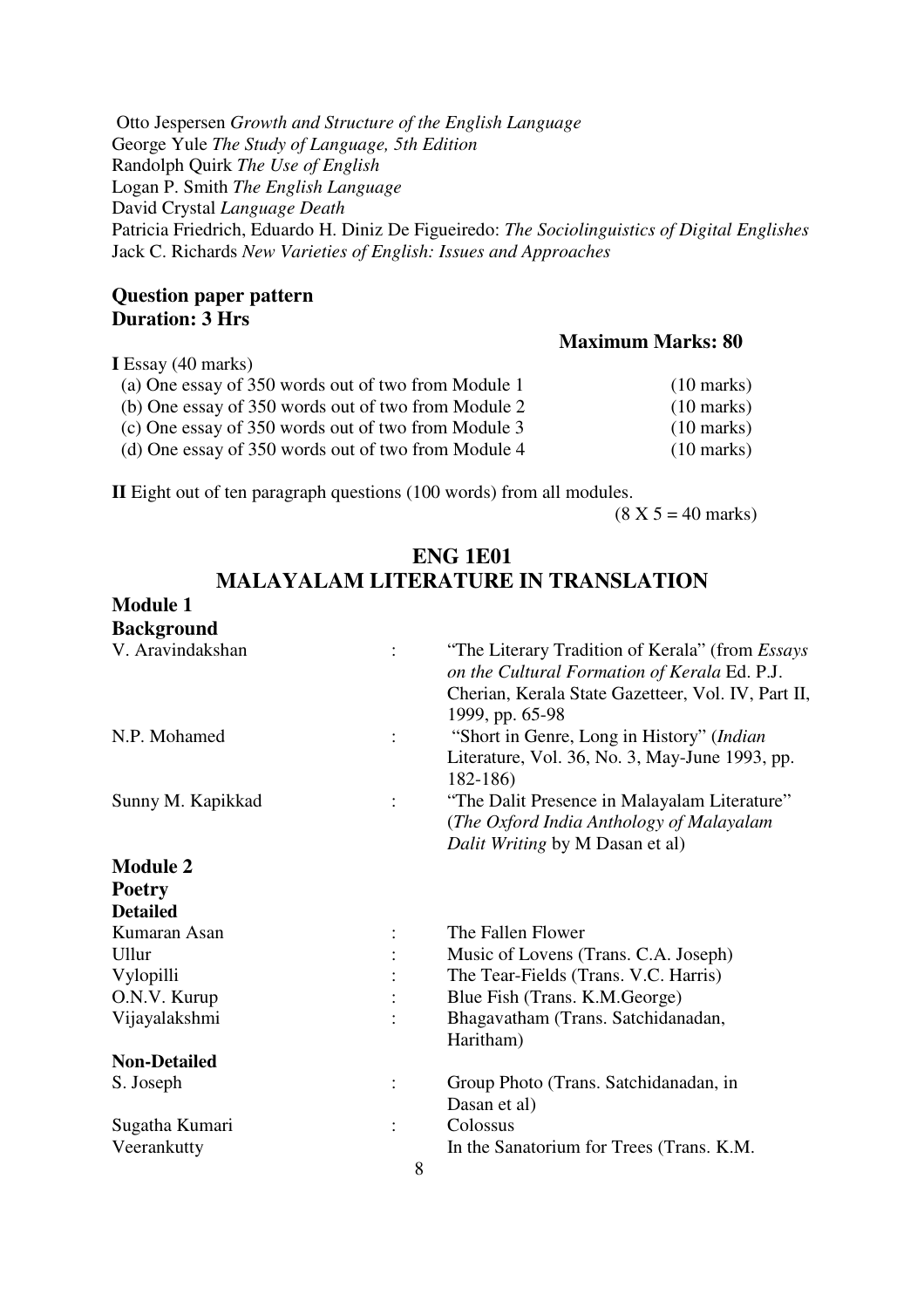Otto Jespersen *Growth and Structure of the English Language*
George Yule *The Study of Language, 5th Edition*
Randolph Quirk *The Use of English*
Logan P. Smith *The English Language*
David Crystal *Language Death*
Patricia Friedrich, Eduardo H. Diniz De Figueiredo: *The Sociolinguistics of Digital Englishes*
Jack C. Richards *New Varieties of English: Issues and Approaches*

**Question paper pattern**
**Duration: 3 Hrs**

**Maximum Marks: 80**

**I** Essay (40 marks)

| | |
|---|---|
| (a) One essay of 350 words out of two from Module 1 | (10 marks) |
| (b) One essay of 350 words out of two from Module 2 | (10 marks) |
| (c) One essay of 350 words out of two from Module 3 | (10 marks) |
| (d) One essay of 350 words out of two from Module 4 | (10 marks) |

**II** Eight out of ten paragraph questions (100 words) from all modules.

(8 X 5 = 40 marks)

## ENG 1E01
## MALAYALAM LITERATURE IN TRANSLATION

**Module 1**
**Background**

| | | |
|---|---|---|
| V. Aravindakshan | : | "The Literary Tradition of Kerala" (from *Essays on the Cultural Formation of Kerala* Ed. P.J. Cherian, Kerala State Gazetteer, Vol. IV, Part II, 1999, pp. 65-98 |
| N.P. Mohamed | : | "Short in Genre, Long in History" (*Indian* Literature, Vol. 36, No. 3, May-June 1993, pp. 182-186) |
| Sunny M. Kapikkad | : | "The Dalit Presence in Malayalam Literature" (*The Oxford India Anthology of Malayalam Dalit Writing* by M Dasan et al) |

**Module 2**
**Poetry**
**Detailed**

| | | |
|---|---|---|
| Kumaran Asan | : | The Fallen Flower |
| Ullur | : | Music of Lovens (Trans. C.A. Joseph) |
| Vylopilli | : | The Tear-Fields (Trans. V.C. Harris) |
| O.N.V. Kurup | : | Blue Fish (Trans. K.M.George) |
| Vijayalakshmi | : | Bhagavatham (Trans. Satchidanadan, Haritham) |

**Non-Detailed**

| | | |
|---|---|---|
| S. Joseph | : | Group Photo (Trans. Satchidanadan, in Dasan et al) |
| Sugatha Kumari | : | Colossus |
| Veerankutty | | In the Sanatorium for Trees (Trans. K.M. |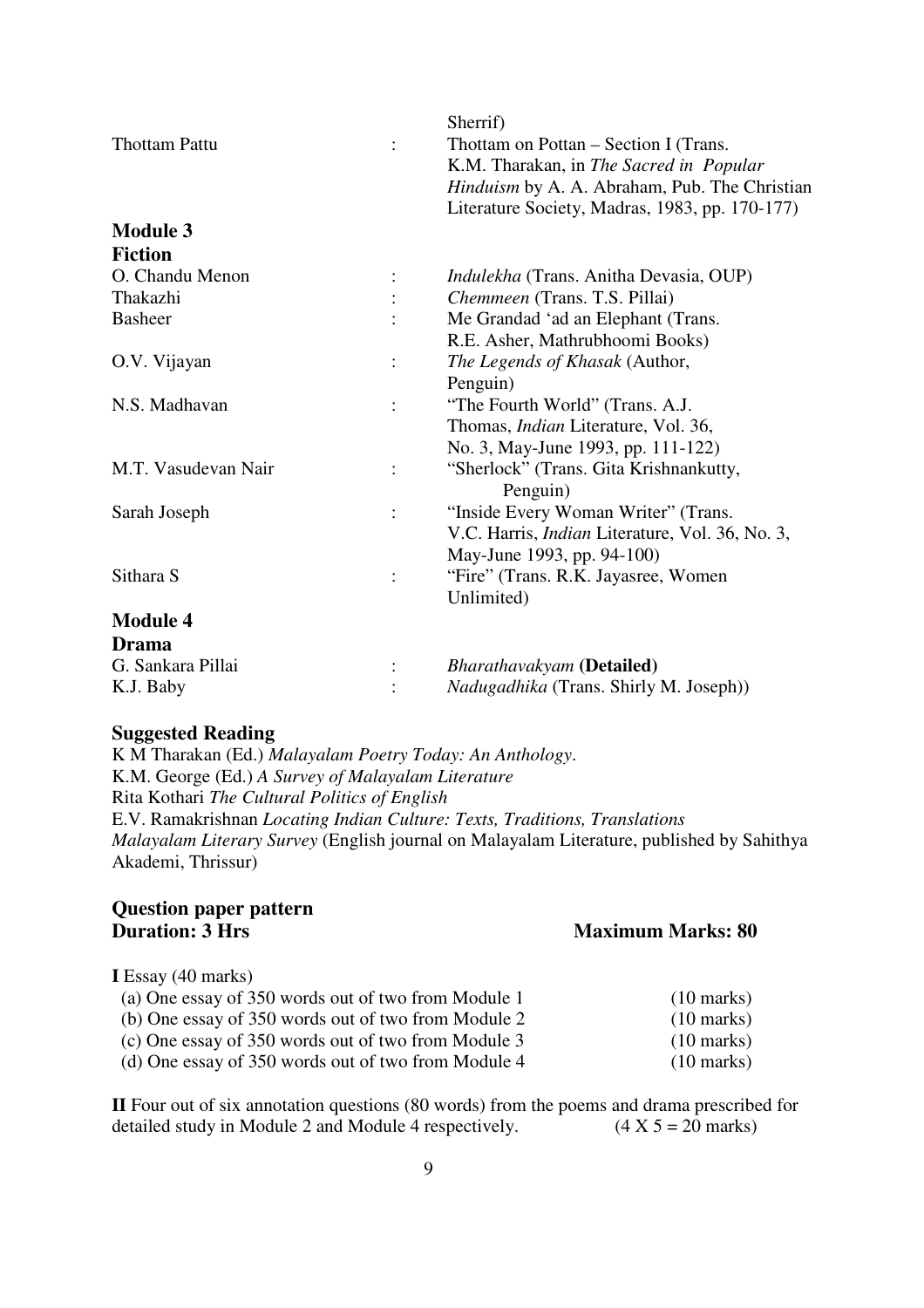Sherrif)

| | | |
|---|---|---|
| Thottam Pattu | : | Thottam on Pottan – Section I (Trans. K.M. Tharakan, in *The Sacred in Popular Hinduism* by A. A. Abraham, Pub. The Christian Literature Society, Madras, 1983, pp. 170-177) |

### Module 3
### Fiction

| | | |
|---|---|---|
| O. Chandu Menon | : | *Indulekha* (Trans. Anitha Devasia, OUP) |
| Thakazhi | : | *Chemmeen* (Trans. T.S. Pillai) |
| Basheer | : | Me Grandad 'ad an Elephant (Trans. R.E. Asher, Mathrubhoomi Books) |
| O.V. Vijayan | : | *The Legends of Khasak* (Author, Penguin) |
| N.S. Madhavan | : | "The Fourth World" (Trans. A.J. Thomas, *Indian* Literature, Vol. 36, No. 3, May-June 1993, pp. 111-122) |
| M.T. Vasudevan Nair | : | "Sherlock" (Trans. Gita Krishnankutty, Penguin) |
| Sarah Joseph | : | "Inside Every Woman Writer" (Trans. V.C. Harris, *Indian* Literature, Vol. 36, No. 3, May-June 1993, pp. 94-100) |
| Sithara S | : | "Fire" (Trans. R.K. Jayasree, Women Unlimited) |

### Module 4
### Drama

| | | |
|---|---|---|
| G. Sankara Pillai | : | *Bharathavakyam* **(Detailed)** |
| K.J. Baby | : | *Nadugadhika* (Trans. Shirly M. Joseph)) |

### Suggested Reading

K M Tharakan (Ed.) *Malayalam Poetry Today: An Anthology*.
K.M. George (Ed.) *A Survey of Malayalam Literature*
Rita Kothari *The Cultural Politics of English*
E.V. Ramakrishnan *Locating Indian Culture: Texts, Traditions, Translations*
*Malayalam Literary Survey* (English journal on Malayalam Literature, published by Sahithya Akademi, Thrissur)

### Question paper pattern

**Duration: 3 Hrs** **Maximum Marks: 80**

**I** Essay (40 marks)

| | |
|---|---|
| (a) One essay of 350 words out of two from Module 1 | (10 marks) |
| (b) One essay of 350 words out of two from Module 2 | (10 marks) |
| (c) One essay of 350 words out of two from Module 3 | (10 marks) |
| (d) One essay of 350 words out of two from Module 4 | (10 marks) |

**II** Four out of six annotation questions (80 words) from the poems and drama prescribed for detailed study in Module 2 and Module 4 respectively. (4 X 5 = 20 marks)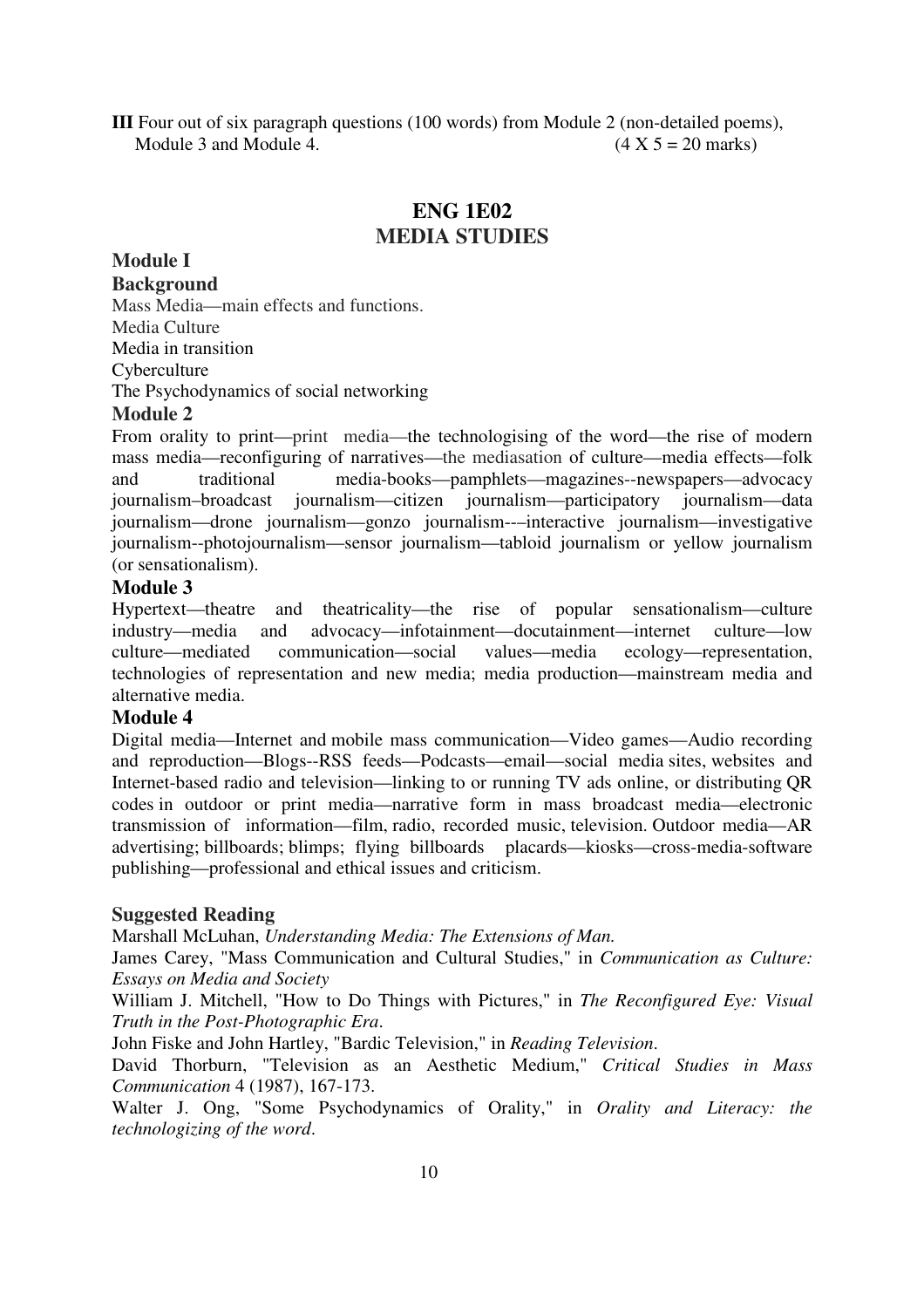**III** Four out of six paragraph questions (100 words) from Module 2 (non-detailed poems), Module 3 and Module 4. (4 X 5 = 20 marks)

## ENG 1E02
## MEDIA STUDIES

### Module I

**Background**

Mass Media—main effects and functions.
Media Culture
Media in transition
Cyberculture
The Psychodynamics of social networking

### Module 2

From orality to print—print media—the technologising of the word—the rise of modern mass media—reconfiguring of narratives—the mediasation of culture—media effects—folk and traditional media-books—pamphlets—magazines--newspapers—advocacy journalism–broadcast journalism—citizen journalism—participatory journalism—data journalism—drone journalism—gonzo journalism-––interactive journalism—investigative journalism--photojournalism—sensor journalism—tabloid journalism or yellow journalism (or sensationalism).

### Module 3

Hypertext—theatre and theatricality—the rise of popular sensationalism—culture industry—media and advocacy—infotainment—docutainment—internet culture—low culture—mediated communication—social values—media ecology—representation, technologies of representation and new media; media production—mainstream media and alternative media.

### Module 4

Digital media—Internet and mobile mass communication—Video games—Audio recording and reproduction—Blogs--RSS feeds—Podcasts—email—social media sites, websites and Internet-based radio and television—linking to or running TV ads online, or distributing QR codes in outdoor or print media—narrative form in mass broadcast media—electronic transmission of information—film, radio, recorded music, television. Outdoor media—AR advertising; billboards; blimps; flying billboards placards—kiosks—cross-media-software publishing—professional and ethical issues and criticism.

### Suggested Reading

Marshall McLuhan, *Understanding Media: The Extensions of Man.*

James Carey, "Mass Communication and Cultural Studies," in *Communication as Culture: Essays on Media and Society*

William J. Mitchell, "How to Do Things with Pictures," in *The Reconfigured Eye: Visual Truth in the Post-Photographic Era*.

John Fiske and John Hartley, "Bardic Television," in *Reading Television*.

David Thorburn, "Television as an Aesthetic Medium," *Critical Studies in Mass Communication* 4 (1987), 167-173.

Walter J. Ong, "Some Psychodynamics of Orality," in *Orality and Literacy: the technologizing of the word*.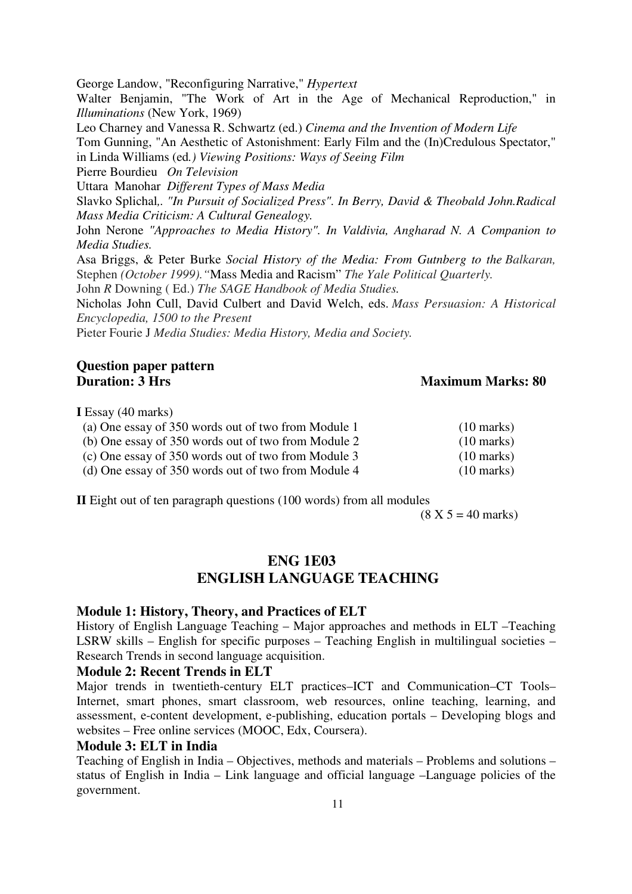George Landow, "Reconfiguring Narrative," *Hypertext*

Walter Benjamin, "The Work of Art in the Age of Mechanical Reproduction," in *Illuminations* (New York, 1969)

Leo Charney and Vanessa R. Schwartz (ed.) *Cinema and the Invention of Modern Life*

Tom Gunning, "An Aesthetic of Astonishment: Early Film and the (In)Credulous Spectator," in Linda Williams (ed*.) Viewing Positions: Ways of Seeing Film*

Pierre Bourdieu *On Television*

Uttara Manohar *Different Types of Mass Media*

Slavko Splichal,. *"In Pursuit of Socialized Press". In Berry, David & Theobald John.Radical Mass Media Criticism: A Cultural Genealogy.*

John Nerone *"Approaches to Media History". In Valdivia, Angharad N. A Companion to Media Studies.*

Asa Briggs, & Peter Burke *Social History of the Media: From Gutnberg to the Balkaran,* Stephen *(October 1999).*"Mass Media and Racism" *The Yale Political Quarterly.*

John *R* Downing ( Ed.) *The SAGE Handbook of Media Studies.*

Nicholas John Cull, David Culbert and David Welch, eds. *Mass Persuasion: A Historical Encyclopedia, 1500 to the Present*

Pieter Fourie J *Media Studies: Media History, Media and Society.*

**Question paper pattern**

**Duration: 3 Hrs** **Maximum Marks: 80**

**I** Essay (40 marks)

(a) One essay of 350 words out of two from Module 1 (10 marks)
(b) One essay of 350 words out of two from Module 2 (10 marks)
(c) One essay of 350 words out of two from Module 3 (10 marks)
(d) One essay of 350 words out of two from Module 4 (10 marks)

**II** Eight out of ten paragraph questions (100 words) from all modules (8 X 5 = 40 marks)

## ENG 1E03
## ENGLISH LANGUAGE TEACHING

### Module 1: History, Theory, and Practices of ELT

History of English Language Teaching – Major approaches and methods in ELT –Teaching LSRW skills – English for specific purposes – Teaching English in multilingual societies – Research Trends in second language acquisition.

### Module 2: Recent Trends in ELT

Major trends in twentieth-century ELT practices–ICT and Communication–CT Tools– Internet, smart phones, smart classroom, web resources, online teaching, learning, and assessment, e-content development, e-publishing, education portals – Developing blogs and websites – Free online services (MOOC, Edx, Coursera).

### Module 3: ELT in India

Teaching of English in India – Objectives, methods and materials – Problems and solutions – status of English in India – Link language and official language –Language policies of the government.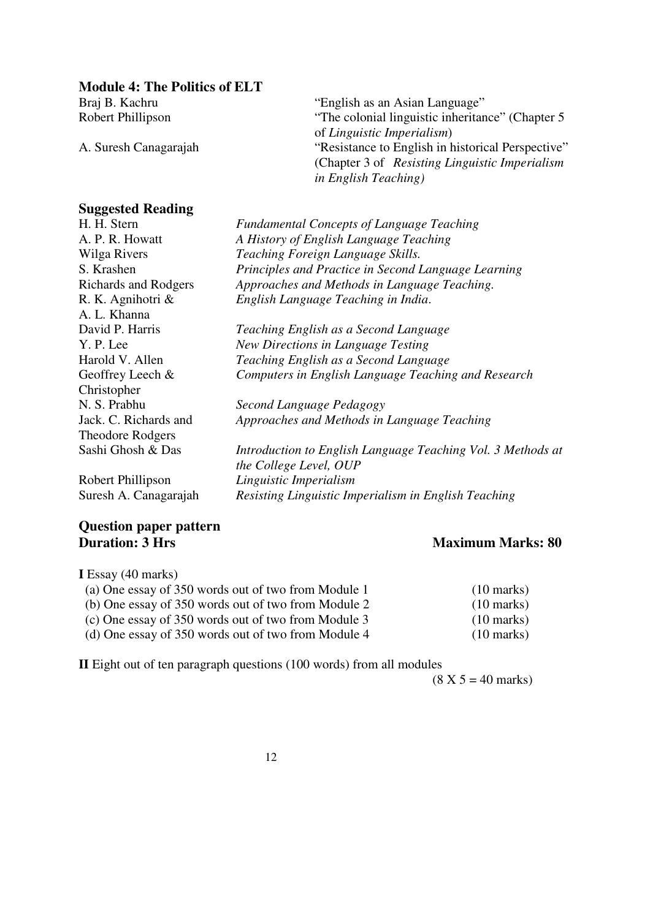### Module 4: The Politics of ELT

| | |
|---|---|
| Braj B. Kachru | "English as an Asian Language" |
| Robert Phillipson | "The colonial linguistic inheritance" (Chapter 5 of *Linguistic Imperialism*) |
| A. Suresh Canagarajah | "Resistance to English in historical Perspective" (Chapter 3 of *Resisting Linguistic Imperialism in English Teaching)* |

### Suggested Reading

| | |
|---|---|
| H. H. Stern | *Fundamental Concepts of Language Teaching* |
| A. P. R. Howatt | *A History of English Language Teaching* |
| Wilga Rivers | *Teaching Foreign Language Skills.* |
| S. Krashen | *Principles and Practice in Second Language Learning* |
| Richards and Rodgers | *Approaches and Methods in Language Teaching.* |
| R. K. Agnihotri & A. L. Khanna | *English Language Teaching in India*. |
| David P. Harris | *Teaching English as a Second Language* |
| Y. P. Lee | *New Directions in Language Testing* |
| Harold V. Allen | *Teaching English as a Second Language* |
| Geoffrey Leech & Christopher | *Computers in English Language Teaching and Research* |
| N. S. Prabhu | *Second Language Pedagogy* |
| Jack. C. Richards and Theodore Rodgers | *Approaches and Methods in Language Teaching* |
| Sashi Ghosh & Das | *Introduction to English Language Teaching Vol. 3 Methods at the College Level, OUP* |
| Robert Phillipson | *Linguistic Imperialism* |
| Suresh A. Canagarajah | *Resisting Linguistic Imperialism in English Teaching* |

### Question paper pattern

**Duration: 3 Hrs** **Maximum Marks: 80**

**I** Essay (40 marks)

(a) One essay of 350 words out of two from Module 1 (10 marks)
(b) One essay of 350 words out of two from Module 2 (10 marks)
(c) One essay of 350 words out of two from Module 3 (10 marks)
(d) One essay of 350 words out of two from Module 4 (10 marks)

**II** Eight out of ten paragraph questions (100 words) from all modules
(8 X 5 = 40 marks)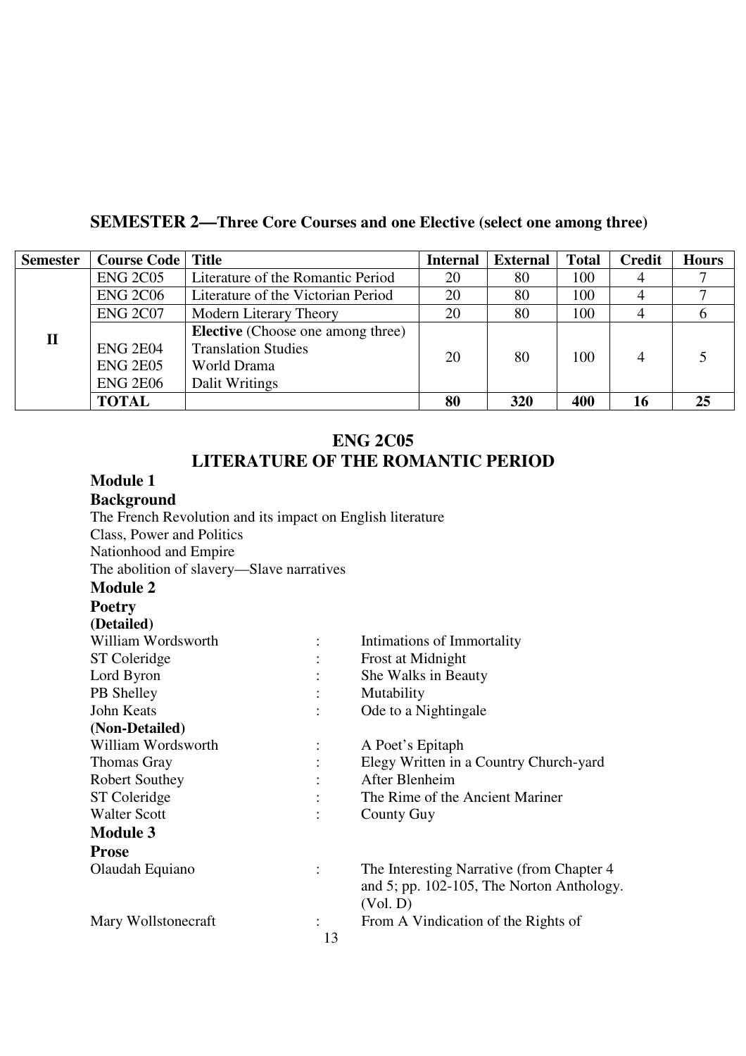## SEMESTER 2—Three Core Courses and one Elective (select one among three)

| Semester | Course Code | Title | Internal | External | Total | Credit | Hours |
|---|---|---|---|---|---|---|---|
| II | ENG 2C05 | Literature of the Romantic Period | 20 | 80 | 100 | 4 | 7 |
| | ENG 2C06 | Literature of the Victorian Period | 20 | 80 | 100 | 4 | 7 |
| | ENG 2C07 | Modern Literary Theory | 20 | 80 | 100 | 4 | 6 |
| | ENG 2E04<br>ENG 2E05<br>ENG 2E06 | **Elective** (Choose one among three)<br>Translation Studies<br>World Drama<br>Dalit Writings | 20 | 80 | 100 | 4 | 5 |
| | **TOTAL** | | **80** | **320** | **400** | **16** | **25** |

## ENG 2C05
## LITERATURE OF THE ROMANTIC PERIOD

### Module 1
### Background

The French Revolution and its impact on English literature
Class, Power and Politics
Nationhood and Empire
The abolition of slavery—Slave narratives

### Module 2
### Poetry

**(Detailed)**

| | | |
|---|---|---|
| William Wordsworth | : | Intimations of Immortality |
| ST Coleridge | : | Frost at Midnight |
| Lord Byron | : | She Walks in Beauty |
| PB Shelley | : | Mutability |
| John Keats | : | Ode to a Nightingale |

**(Non-Detailed)**

| | | |
|---|---|---|
| William Wordsworth | : | A Poet's Epitaph |
| Thomas Gray | : | Elegy Written in a Country Church-yard |
| Robert Southey | : | After Blenheim |
| ST Coleridge | : | The Rime of the Ancient Mariner |
| Walter Scott | : | County Guy |

### Module 3
### Prose

| | | |
|---|---|---|
| Olaudah Equiano | : | The Interesting Narrative (from Chapter 4 and 5; pp. 102-105, The Norton Anthology. (Vol. D) |
| Mary Wollstonecraft | : | From A Vindication of the Rights of |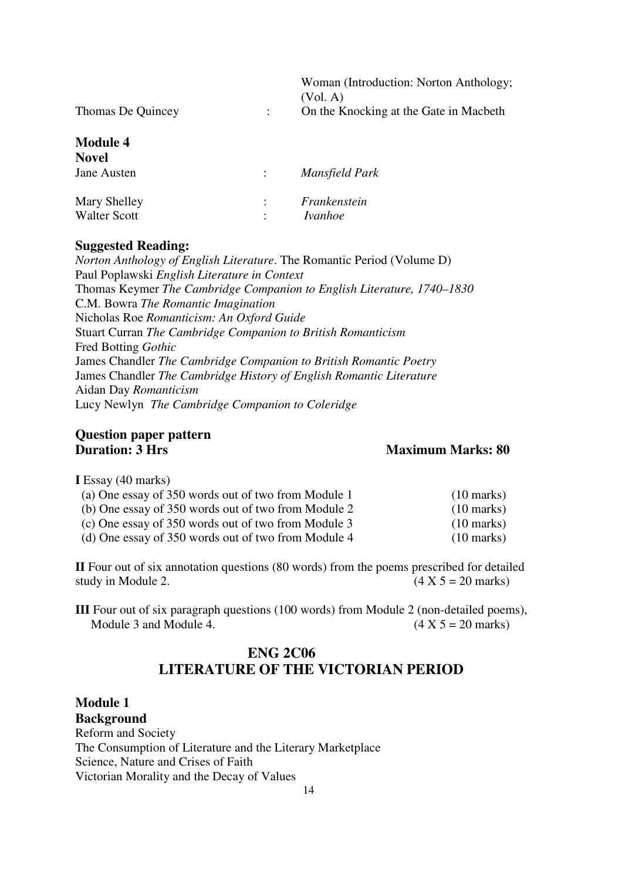| | | |
|---|---|---|
| | | Woman (Introduction: Norton Anthology; (Vol. A) |
| Thomas De Quincey | : | On the Knocking at the Gate in Macbeth |

**Module 4**

**Novel**

| | | |
|---|---|---|
| Jane Austen | : | *Mansfield Park* |
| Mary Shelley | : | *Frankenstein* |
| Walter Scott | : | *Ivanhoe* |

**Suggested Reading:**

*Norton Anthology of English Literature*. The Romantic Period (Volume D)
Paul Poplawski *English Literature in Context*
Thomas Keymer *The Cambridge Companion to English Literature, 1740–1830*
C.M. Bowra *The Romantic Imagination*
Nicholas Roe *Romanticism: An Oxford Guide*
Stuart Curran *The Cambridge Companion to British Romanticism*
Fred Botting *Gothic*
James Chandler *The Cambridge Companion to British Romantic Poetry*
James Chandler *The Cambridge History of English Romantic Literature*
Aidan Day *Romanticism*
Lucy Newlyn *The Cambridge Companion to Coleridge*

**Question paper pattern**

**Duration: 3 Hrs** **Maximum Marks: 80**

**I** Essay (40 marks)

(a) One essay of 350 words out of two from Module 1 (10 marks)
(b) One essay of 350 words out of two from Module 2 (10 marks)
(c) One essay of 350 words out of two from Module 3 (10 marks)
(d) One essay of 350 words out of two from Module 4 (10 marks)

**II** Four out of six annotation questions (80 words) from the poems prescribed for detailed study in Module 2. (4 X 5 = 20 marks)

**III** Four out of six paragraph questions (100 words) from Module 2 (non-detailed poems), Module 3 and Module 4. (4 X 5 = 20 marks)

## ENG 2C06
## LITERATURE OF THE VICTORIAN PERIOD

**Module 1**

**Background**

Reform and Society
The Consumption of Literature and the Literary Marketplace
Science, Nature and Crises of Faith
Victorian Morality and the Decay of Values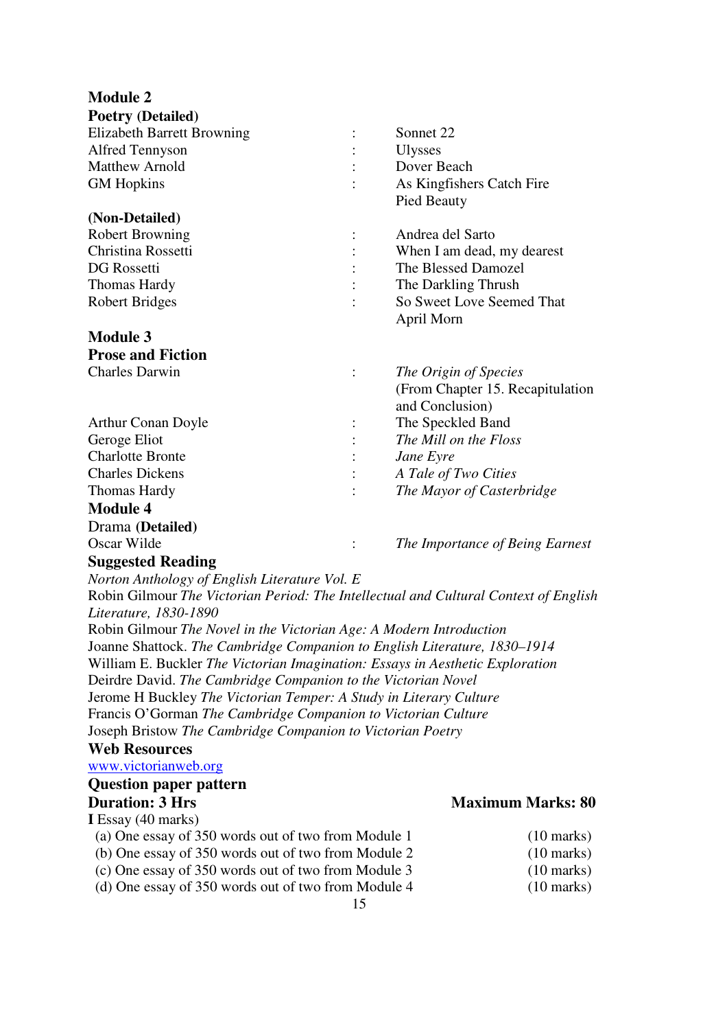## Module 2

### Poetry (Detailed)

| | | |
|---|---|---|
| Elizabeth Barrett Browning | : | Sonnet 22 |
| Alfred Tennyson | : | Ulysses |
| Matthew Arnold | : | Dover Beach |
| GM Hopkins | : | As Kingfishers Catch Fire<br>Pied Beauty |

### (Non-Detailed)

| | | |
|---|---|---|
| Robert Browning | : | Andrea del Sarto |
| Christina Rossetti | : | When I am dead, my dearest |
| DG Rossetti | : | The Blessed Damozel |
| Thomas Hardy | : | The Darkling Thrush |
| Robert Bridges | : | So Sweet Love Seemed That April Morn |

## Module 3

### Prose and Fiction

| | | |
|---|---|---|
| Charles Darwin | : | *The Origin of Species* (From Chapter 15. Recapitulation and Conclusion) |
| Arthur Conan Doyle | : | The Speckled Band |
| Geroge Eliot | : | *The Mill on the Floss* |
| Charlotte Bronte | : | *Jane Eyre* |
| Charles Dickens | : | *A Tale of Two Cities* |
| Thomas Hardy | : | *The Mayor of Casterbridge* |

## Module 4

Drama **(Detailed)**

| | | |
|---|---|---|
| Oscar Wilde | : | *The Importance of Being Earnest* |

### Suggested Reading

*Norton Anthology of English Literature Vol. E*
Robin Gilmour *The Victorian Period: The Intellectual and Cultural Context of English Literature, 1830-1890*
Robin Gilmour *The Novel in the Victorian Age: A Modern Introduction*
Joanne Shattock. *The Cambridge Companion to English Literature, 1830–1914*
William E. Buckler *The Victorian Imagination: Essays in Aesthetic Exploration*
Deirdre David. *The Cambridge Companion to the Victorian Novel*
Jerome H Buckley *The Victorian Temper: A Study in Literary Culture*
Francis O'Gorman *The Cambridge Companion to Victorian Culture*
Joseph Bristow *The Cambridge Companion to Victorian Poetry*

### Web Resources

www.victorianweb.org

### Question paper pattern

**Duration: 3 Hrs** **Maximum Marks: 80**

**I** Essay (40 marks)

| | |
|---|---|
| (a) One essay of 350 words out of two from Module 1 | (10 marks) |
| (b) One essay of 350 words out of two from Module 2 | (10 marks) |
| (c) One essay of 350 words out of two from Module 3 | (10 marks) |
| (d) One essay of 350 words out of two from Module 4 | (10 marks) |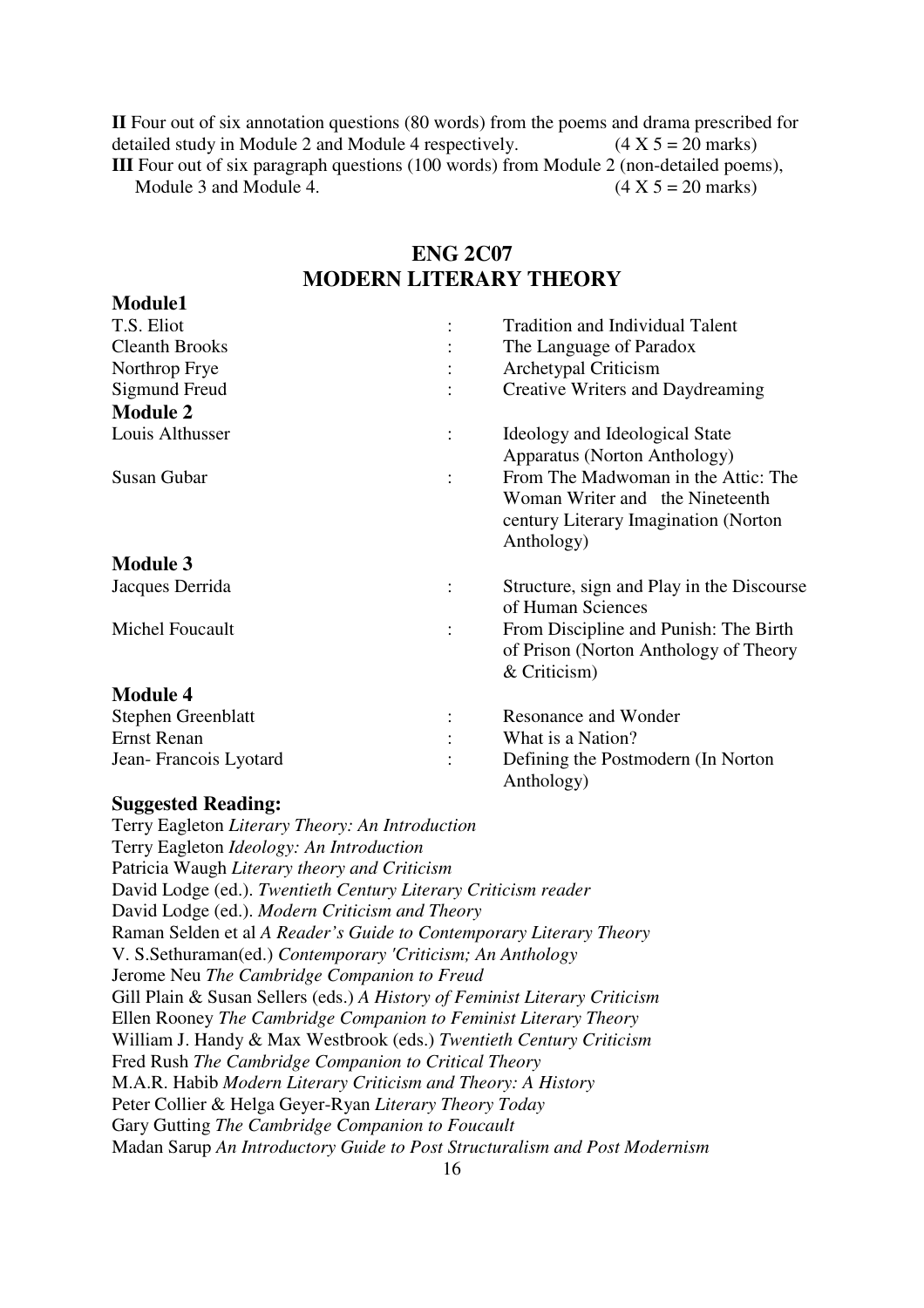**II** Four out of six annotation questions (80 words) from the poems and drama prescribed for detailed study in Module 2 and Module 4 respectively. (4 X 5 = 20 marks)

**III** Four out of six paragraph questions (100 words) from Module 2 (non-detailed poems), Module 3 and Module 4. (4 X 5 = 20 marks)

## ENG 2C07
## MODERN LITERARY THEORY

### Module1

| | | |
|---|---|---|
| T.S. Eliot | : | Tradition and Individual Talent |
| Cleanth Brooks | : | The Language of Paradox |
| Northrop Frye | : | Archetypal Criticism |
| Sigmund Freud | : | Creative Writers and Daydreaming |

### Module 2

| | | |
|---|---|---|
| Louis Althusser | : | Ideology and Ideological State Apparatus (Norton Anthology) |
| Susan Gubar | : | From The Madwoman in the Attic: The Woman Writer and the Nineteenth century Literary Imagination (Norton Anthology) |

### Module 3

| | | |
|---|---|---|
| Jacques Derrida | : | Structure, sign and Play in the Discourse of Human Sciences |
| Michel Foucault | : | From Discipline and Punish: The Birth of Prison (Norton Anthology of Theory & Criticism) |

### Module 4

| | | |
|---|---|---|
| Stephen Greenblatt | : | Resonance and Wonder |
| Ernst Renan | : | What is a Nation? |
| Jean- Francois Lyotard | : | Defining the Postmodern (In Norton Anthology) |

### Suggested Reading:

Terry Eagleton *Literary Theory: An Introduction*
Terry Eagleton *Ideology: An Introduction*
Patricia Waugh *Literary theory and Criticism*
David Lodge (ed.). *Twentieth Century Literary Criticism reader*
David Lodge (ed.). *Modern Criticism and Theory*
Raman Selden et al *A Reader's Guide to Contemporary Literary Theory*
V. S.Sethuraman(ed.) *Contemporary 'Criticism; An Anthology*
Jerome Neu *The Cambridge Companion to Freud*
Gill Plain & Susan Sellers (eds.) *A History of Feminist Literary Criticism*
Ellen Rooney *The Cambridge Companion to Feminist Literary Theory*
William J. Handy & Max Westbrook (eds.) *Twentieth Century Criticism*
Fred Rush *The Cambridge Companion to Critical Theory*
M.A.R. Habib *Modern Literary Criticism and Theory: A History*
Peter Collier & Helga Geyer-Ryan *Literary Theory Today*
Gary Gutting *The Cambridge Companion to Foucault*
Madan Sarup *An Introductory Guide to Post Structuralism and Post Modernism*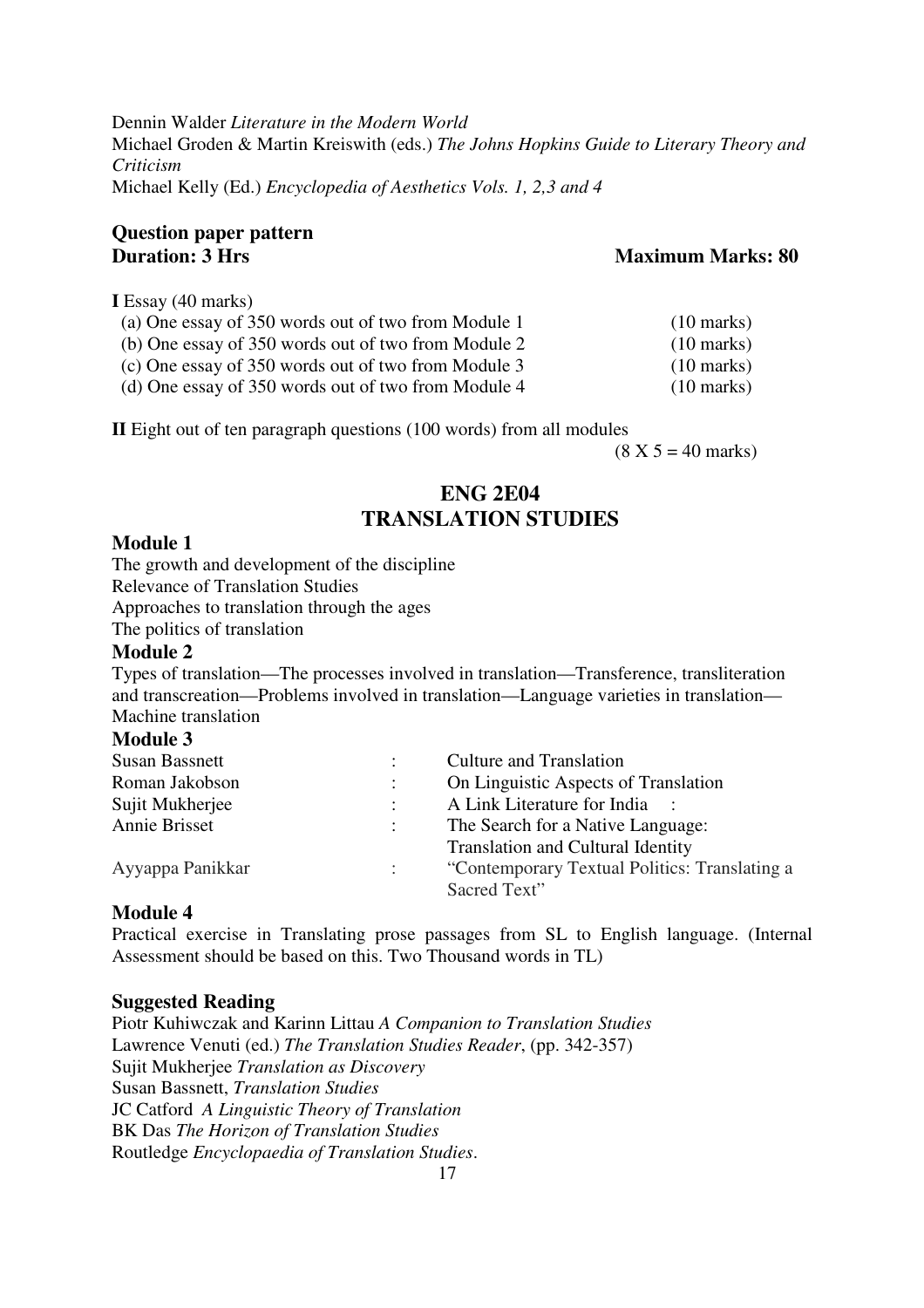Dennin Walder *Literature in the Modern World*
Michael Groden & Martin Kreiswith (eds.) *The Johns Hopkins Guide to Literary Theory and Criticism*
Michael Kelly (Ed.) *Encyclopedia of Aesthetics Vols. 1, 2,3 and 4*

**Question paper pattern**
**Duration: 3 Hrs** **Maximum Marks: 80**

**I** Essay (40 marks)

(a) One essay of 350 words out of two from Module 1 (10 marks)
(b) One essay of 350 words out of two from Module 2 (10 marks)
(c) One essay of 350 words out of two from Module 3 (10 marks)
(d) One essay of 350 words out of two from Module 4 (10 marks)

**II** Eight out of ten paragraph questions (100 words) from all modules
(8 X 5 = 40 marks)

## ENG 2E04
## TRANSLATION STUDIES

### Module 1

The growth and development of the discipline
Relevance of Translation Studies
Approaches to translation through the ages
The politics of translation

### Module 2

Types of translation—The processes involved in translation—Transference, transliteration and transcreation—Problems involved in translation—Language varieties in translation—Machine translation

### Module 3

| | | |
|---|---|---|
| Susan Bassnett | : | Culture and Translation |
| Roman Jakobson | : | On Linguistic Aspects of Translation |
| Sujit Mukherjee | : | A Link Literature for India : |
| Annie Brisset | : | The Search for a Native Language: Translation and Cultural Identity |
| Ayyappa Panikkar | : | "Contemporary Textual Politics: Translating a Sacred Text" |

### Module 4

Practical exercise in Translating prose passages from SL to English language. (Internal Assessment should be based on this. Two Thousand words in TL)

### Suggested Reading

Piotr Kuhiwczak and Karinn Littau *A Companion to Translation Studies*
Lawrence Venuti (ed.) *The Translation Studies Reader*, (pp. 342-357)
Sujit Mukherjee *Translation as Discovery*
Susan Bassnett, *Translation Studies*
JC Catford *A Linguistic Theory of Translation*
BK Das *The Horizon of Translation Studies*
Routledge *Encyclopaedia of Translation Studies*.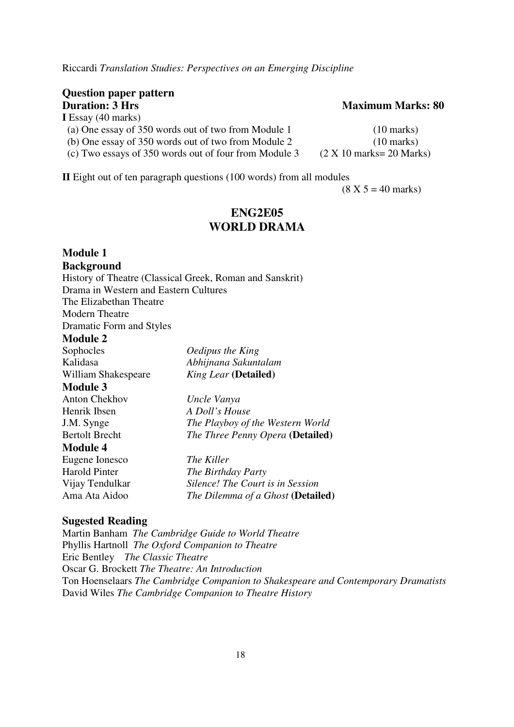Riccardi *Translation Studies: Perspectives on an Emerging Discipline*

**Question paper pattern**

**Duration: 3 Hrs** **Maximum Marks: 80**

**I** Essay (40 marks)

(a) One essay of 350 words out of two from Module 1 (10 marks)

(b) One essay of 350 words out of two from Module 2 (10 marks)

(c) Two essays of 350 words out of four from Module 3 (2 X 10 marks= 20 Marks)

**II** Eight out of ten paragraph questions (100 words) from all modules

(8 X 5 = 40 marks)

## ENG2E05
## WORLD DRAMA

### Module 1

### Background

History of Theatre (Classical Greek, Roman and Sanskrit)
Drama in Western and Eastern Cultures
The Elizabethan Theatre
Modern Theatre
Dramatic Form and Styles

### Module 2

Sophocles *Oedipus the King*
Kalidasa *Abhijnana Sakuntalam*
William Shakespeare *King Lear* **(Detailed)**

### Module 3

Anton Chekhov *Uncle Vanya*
Henrik Ibsen *A Doll's House*
J.M. Synge *The Playboy of the Western World*
Bertolt Brecht *The Three Penny Opera* **(Detailed)**

### Module 4

Eugene Ionesco *The Killer*
Harold Pinter *The Birthday Party*
Vijay Tendulkar *Silence! The Court is in Session*
Ama Ata Aidoo *The Dilemma of a Ghost* **(Detailed)**

### Sugested Reading

Martin Banham *The Cambridge Guide to World Theatre*
Phyllis Hartnoll *The Oxford Companion to Theatre*
Eric Bentley *The Classic Theatre*
Oscar G. Brockett *The Theatre: An Introduction*
Ton Hoenselaars *The Cambridge Companion to Shakespeare and Contemporary Dramatists*
David Wiles *The Cambridge Companion to Theatre History*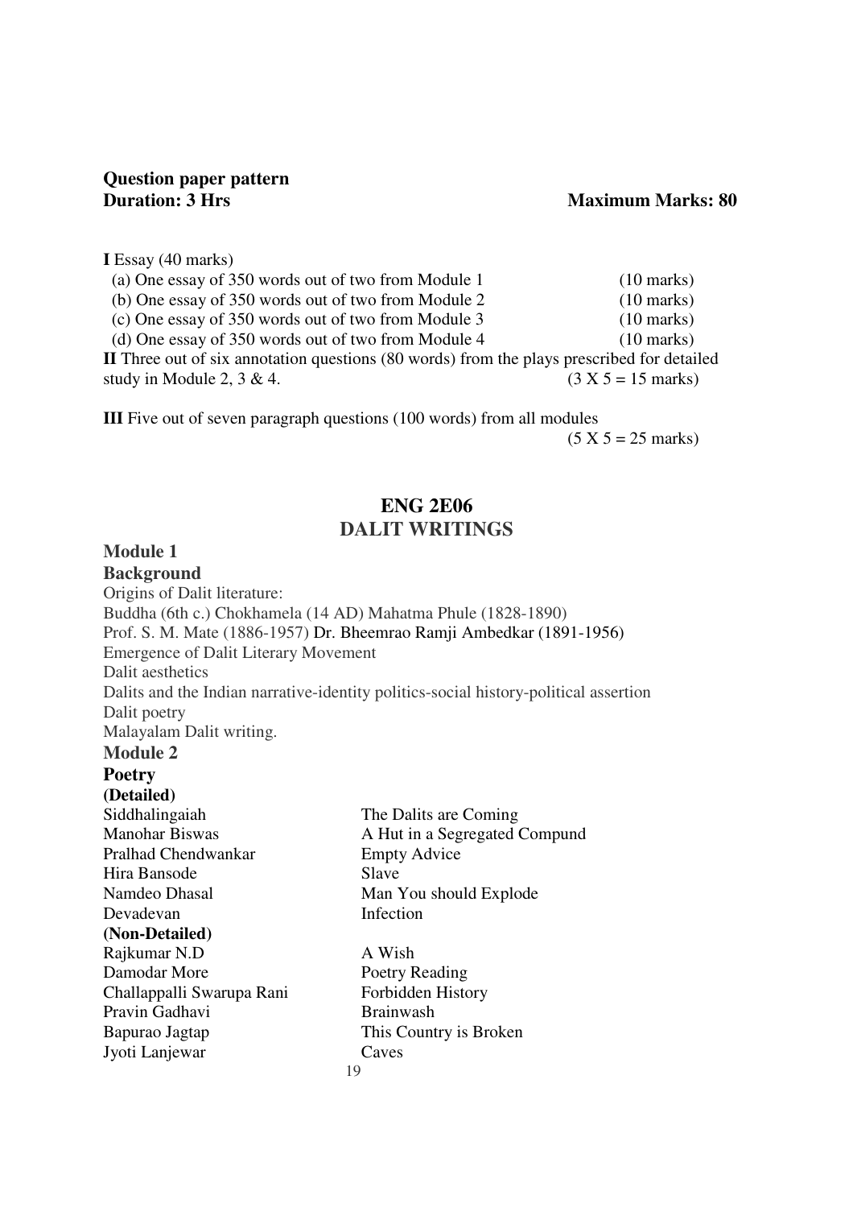**Question paper pattern**

**Duration: 3 Hrs** **Maximum Marks: 80**

**I** Essay (40 marks)

(a) One essay of 350 words out of two from Module 1 (10 marks)

(b) One essay of 350 words out of two from Module 2 (10 marks)

(c) One essay of 350 words out of two from Module 3 (10 marks)

(d) One essay of 350 words out of two from Module 4 (10 marks)

**II** Three out of six annotation questions (80 words) from the plays prescribed for detailed study in Module 2, 3 & 4. (3 X 5 = 15 marks)

**III** Five out of seven paragraph questions (100 words) from all modules (5 X 5 = 25 marks)

## ENG 2E06
## DALIT WRITINGS

### Module 1
### Background

Origins of Dalit literature:

Buddha (6th c.) Chokhamela (14 AD) Mahatma Phule (1828-1890)

Prof. S. M. Mate (1886-1957) Dr. Bheemrao Ramji Ambedkar (1891-1956)

Emergence of Dalit Literary Movement

Dalit aesthetics

Dalits and the Indian narrative-identity politics-social history-political assertion

Dalit poetry

Malayalam Dalit writing.

### Module 2
### Poetry

**(Detailed)**

| | |
|---|---|
| Siddhalingaiah | The Dalits are Coming |
| Manohar Biswas | A Hut in a Segregated Compund |
| Pralhad Chendwankar | Empty Advice |
| Hira Bansode | Slave |
| Namdeo Dhasal | Man You should Explode |
| Devadevan | Infection |

**(Non-Detailed)**

| | |
|---|---|
| Rajkumar N.D | A Wish |
| Damodar More | Poetry Reading |
| Challappalli Swarupa Rani | Forbidden History |
| Pravin Gadhavi | Brainwash |
| Bapurao Jagtap | This Country is Broken |
| Jyoti Lanjewar | Caves |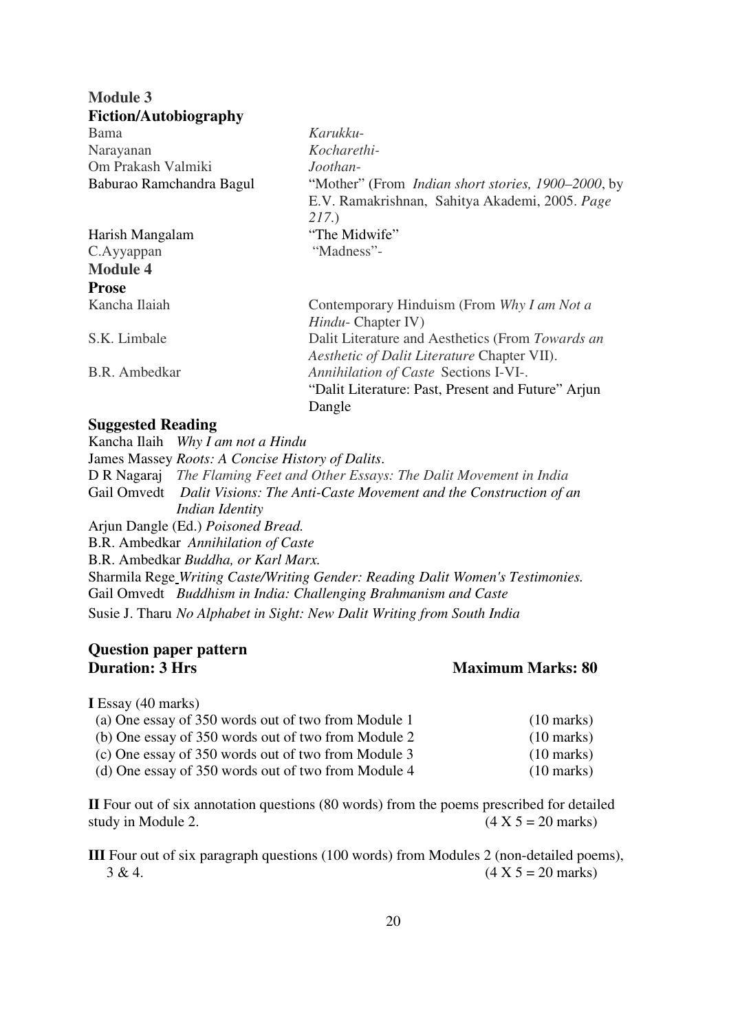### Module 3
### Fiction/Autobiography

| | |
|---|---|
| Bama | *Karukku-* |
| Narayanan | *Kocharethi-* |
| Om Prakash Valmiki | *Joothan-* |
| Baburao Ramchandra Bagul | "Mother" (From *Indian short stories, 1900–2000*, by E.V. Ramakrishnan, Sahitya Akademi, 2005. *Page 217.*) |
| Harish Mangalam | "The Midwife" |
| C.Ayyappan | "Madness"- |

### Module 4
### Prose

| | |
|---|---|
| Kancha Ilaiah | Contemporary Hinduism (From *Why I am Not a Hindu-* Chapter IV) |
| S.K. Limbale | Dalit Literature and Aesthetics (From *Towards an Aesthetic of Dalit Literature* Chapter VII). |
| B.R. Ambedkar | *Annihilation of Caste* Sections I-VI-. |
| | "Dalit Literature: Past, Present and Future" Arjun Dangle |

### Suggested Reading

Kancha Ilaih *Why I am not a Hindu*
James Massey *Roots: A Concise History of Dalits*.
D R Nagaraj *The Flaming Feet and Other Essays: The Dalit Movement in India*
Gail Omvedt *Dalit Visions: The Anti-Caste Movement and the Construction of an Indian Identity*
Arjun Dangle (Ed.) *Poisoned Bread.*
B.R. Ambedkar *Annihilation of Caste*
B.R. Ambedkar *Buddha, or Karl Marx.*
Sharmila Rege *Writing Caste/Writing Gender: Reading Dalit Women's Testimonies.*
Gail Omvedt *Buddhism in India: Challenging Brahmanism and Caste*
Susie J. Tharu *No Alphabet in Sight: New Dalit Writing from South India*

### Question paper pattern
**Duration: 3 Hrs** **Maximum Marks: 80**

**I** Essay (40 marks)

| | |
|---|---|
| (a) One essay of 350 words out of two from Module 1 | (10 marks) |
| (b) One essay of 350 words out of two from Module 2 | (10 marks) |
| (c) One essay of 350 words out of two from Module 3 | (10 marks) |
| (d) One essay of 350 words out of two from Module 4 | (10 marks) |

**II** Four out of six annotation questions (80 words) from the poems prescribed for detailed study in Module 2. (4 X 5 = 20 marks)

**III** Four out of six paragraph questions (100 words) from Modules 2 (non-detailed poems), 3 & 4. (4 X 5 = 20 marks)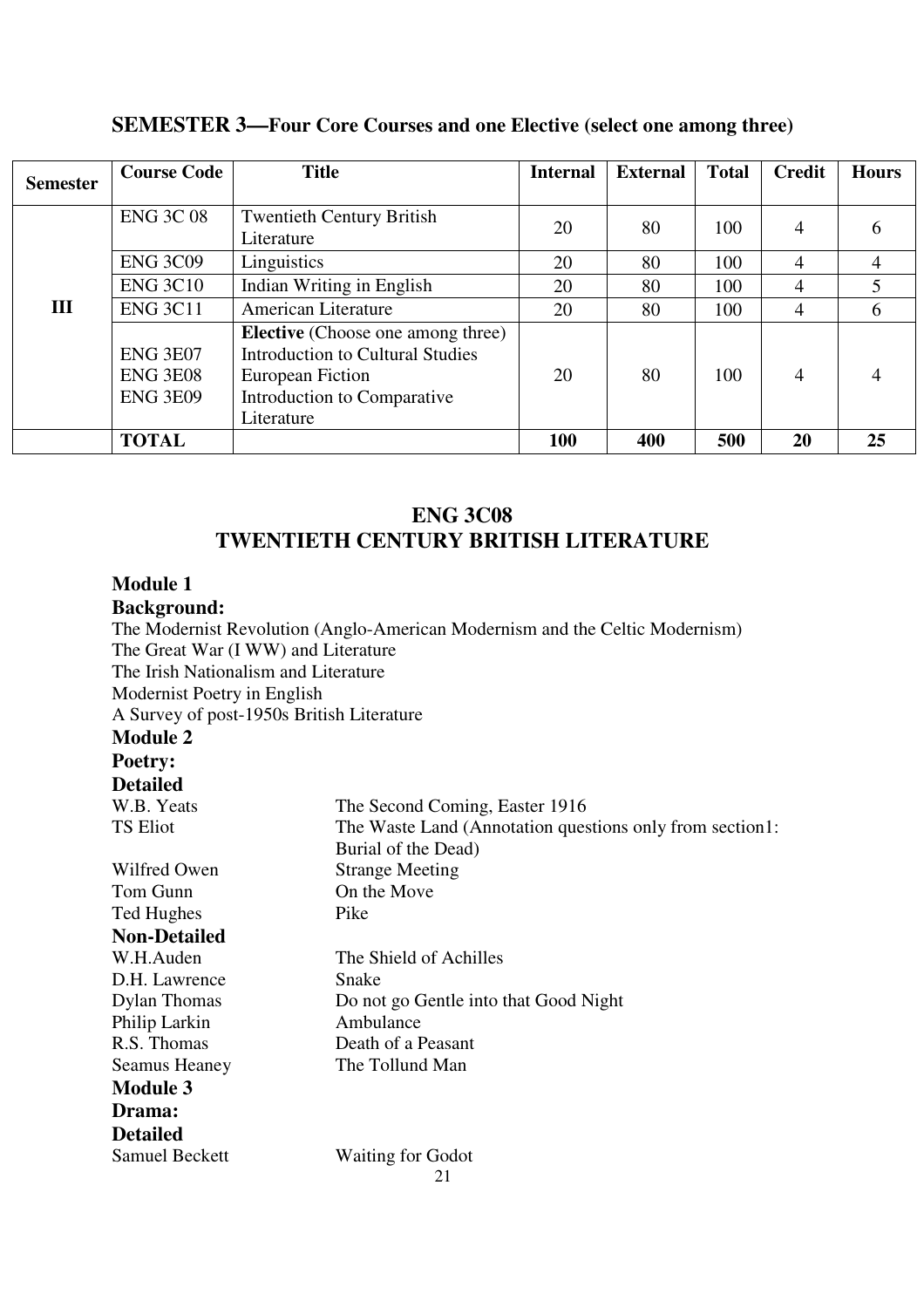## SEMESTER 3—Four Core Courses and one Elective (select one among three)

| Semester | Course Code | Title | Internal | External | Total | Credit | Hours |
|---|---|---|---|---|---|---|---|
| III | ENG 3C 08 | Twentieth Century British Literature | 20 | 80 | 100 | 4 | 6 |
| | ENG 3C09 | Linguistics | 20 | 80 | 100 | 4 | 4 |
| | ENG 3C10 | Indian Writing in English | 20 | 80 | 100 | 4 | 5 |
| | ENG 3C11 | American Literature | 20 | 80 | 100 | 4 | 6 |
| | ENG 3E07<br>ENG 3E08<br>ENG 3E09 | **Elective** (Choose one among three)<br>Introduction to Cultural Studies<br>European Fiction<br>Introduction to Comparative Literature | 20 | 80 | 100 | 4 | 4 |
| | **TOTAL** | | **100** | **400** | **500** | **20** | **25** |

## ENG 3C08
## TWENTIETH CENTURY BRITISH LITERATURE

**Module 1**

**Background:**

The Modernist Revolution (Anglo-American Modernism and the Celtic Modernism)
The Great War (I WW) and Literature
The Irish Nationalism and Literature
Modernist Poetry in English
A Survey of post-1950s British Literature

**Module 2**

**Poetry:**

**Detailed**

W.B. Yeats — The Second Coming, Easter 1916
TS Eliot — The Waste Land (Annotation questions only from section1: Burial of the Dead)
Wilfred Owen — Strange Meeting
Tom Gunn — On the Move
Ted Hughes — Pike

**Non-Detailed**

W.H.Auden — The Shield of Achilles
D.H. Lawrence — Snake
Dylan Thomas — Do not go Gentle into that Good Night
Philip Larkin — Ambulance
R.S. Thomas — Death of a Peasant
Seamus Heaney — The Tollund Man

**Module 3**

**Drama:**

**Detailed**

Samuel Beckett — Waiting for Godot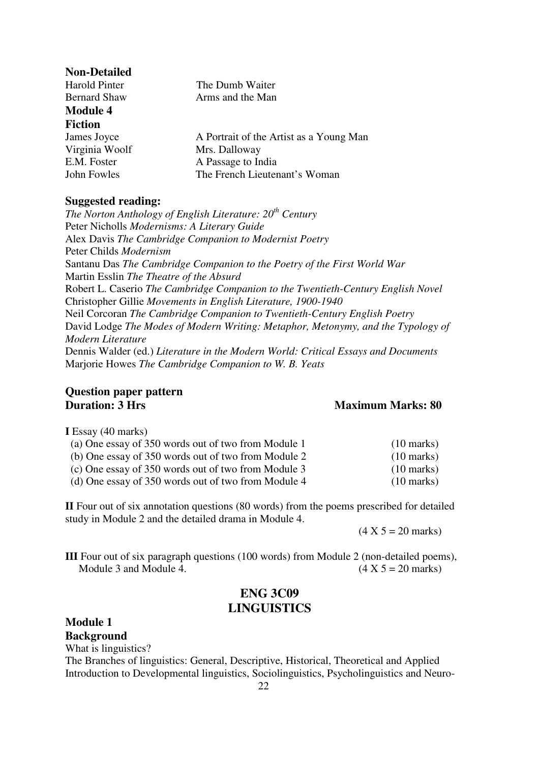**Non-Detailed**

Harold Pinter — The Dumb Waiter
Bernard Shaw — Arms and the Man

**Module 4**

**Fiction**

James Joyce — A Portrait of the Artist as a Young Man
Virginia Woolf — Mrs. Dalloway
E.M. Foster — A Passage to India
John Fowles — The French Lieutenant's Woman

### Suggested reading:

*The Norton Anthology of English Literature: 20th Century*
Peter Nicholls *Modernisms: A Literary Guide*
Alex Davis *The Cambridge Companion to Modernist Poetry*
Peter Childs *Modernism*
Santanu Das *The Cambridge Companion to the Poetry of the First World War*
Martin Esslin *The Theatre of the Absurd*
Robert L. Caserio *The Cambridge Companion to the Twentieth-Century English Novel*
Christopher Gillie *Movements in English Literature, 1900-1940*
Neil Corcoran *The Cambridge Companion to Twentieth-Century English Poetry*
David Lodge *The Modes of Modern Writing: Metaphor, Metonymy, and the Typology of Modern Literature*
Dennis Walder (ed.) *Literature in the Modern World: Critical Essays and Documents*
Marjorie Howes *The Cambridge Companion to W. B. Yeats*

### Question paper pattern

**Duration: 3 Hrs** — **Maximum Marks: 80**

**I** Essay (40 marks)

(a) One essay of 350 words out of two from Module 1 (10 marks)
(b) One essay of 350 words out of two from Module 2 (10 marks)
(c) One essay of 350 words out of two from Module 3 (10 marks)
(d) One essay of 350 words out of two from Module 4 (10 marks)

**II** Four out of six annotation questions (80 words) from the poems prescribed for detailed study in Module 2 and the detailed drama in Module 4.

(4 X 5 = 20 marks)

**III** Four out of six paragraph questions (100 words) from Module 2 (non-detailed poems), Module 3 and Module 4. (4 X 5 = 20 marks)

## ENG 3C09
## LINGUISTICS

**Module 1**

**Background**

What is linguistics?
The Branches of linguistics: General, Descriptive, Historical, Theoretical and Applied
Introduction to Developmental linguistics, Sociolinguistics, Psycholinguistics and Neuro-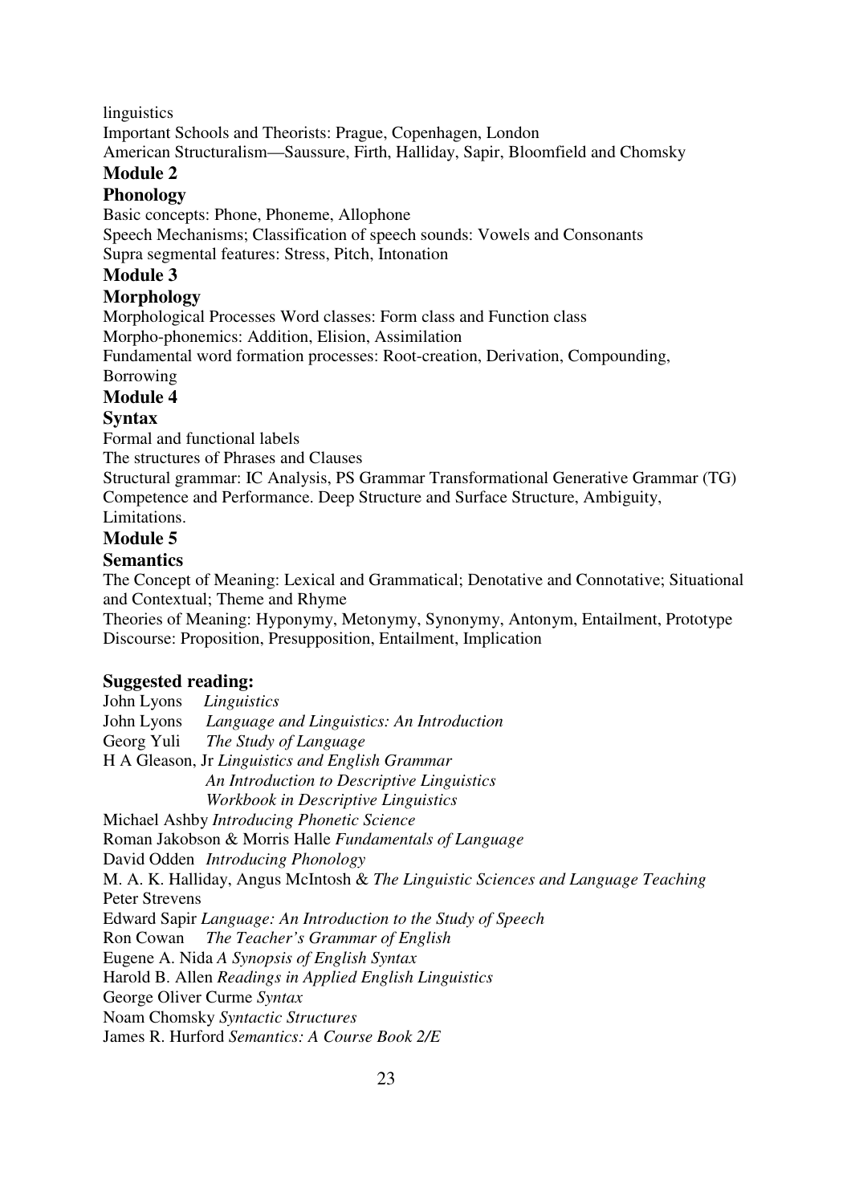linguistics

Important Schools and Theorists: Prague, Copenhagen, London

American Structuralism—Saussure, Firth, Halliday, Sapir, Bloomfield and Chomsky

### Module 2

### Phonology

Basic concepts: Phone, Phoneme, Allophone

Speech Mechanisms; Classification of speech sounds: Vowels and Consonants

Supra segmental features: Stress, Pitch, Intonation

### Module 3

### Morphology

Morphological Processes Word classes: Form class and Function class

Morpho-phonemics: Addition, Elision, Assimilation

Fundamental word formation processes: Root-creation, Derivation, Compounding, Borrowing

### Module 4

### Syntax

Formal and functional labels

The structures of Phrases and Clauses

Structural grammar: IC Analysis, PS Grammar Transformational Generative Grammar (TG) Competence and Performance. Deep Structure and Surface Structure, Ambiguity, Limitations.

### Module 5

### Semantics

The Concept of Meaning: Lexical and Grammatical; Denotative and Connotative; Situational and Contextual; Theme and Rhyme

Theories of Meaning: Hyponymy, Metonymy, Synonymy, Antonym, Entailment, Prototype

Discourse: Proposition, Presupposition, Entailment, Implication

### Suggested reading:

John Lyons *Linguistics*

John Lyons *Language and Linguistics: An Introduction*

Georg Yuli *The Study of Language*

H A Gleason, Jr *Linguistics and English Grammar*

*An Introduction to Descriptive Linguistics*

*Workbook in Descriptive Linguistics*

Michael Ashby *Introducing Phonetic Science*

Roman Jakobson & Morris Halle *Fundamentals of Language*

David Odden *Introducing Phonology*

M. A. K. Halliday, Angus McIntosh & Peter Strevens *The Linguistic Sciences and Language Teaching*

Edward Sapir *Language: An Introduction to the Study of Speech*

Ron Cowan *The Teacher's Grammar of English*

Eugene A. Nida *A Synopsis of English Syntax*

Harold B. Allen *Readings in Applied English Linguistics*

George Oliver Curme *Syntax*

Noam Chomsky *Syntactic Structures*

James R. Hurford *Semantics: A Course Book 2/E*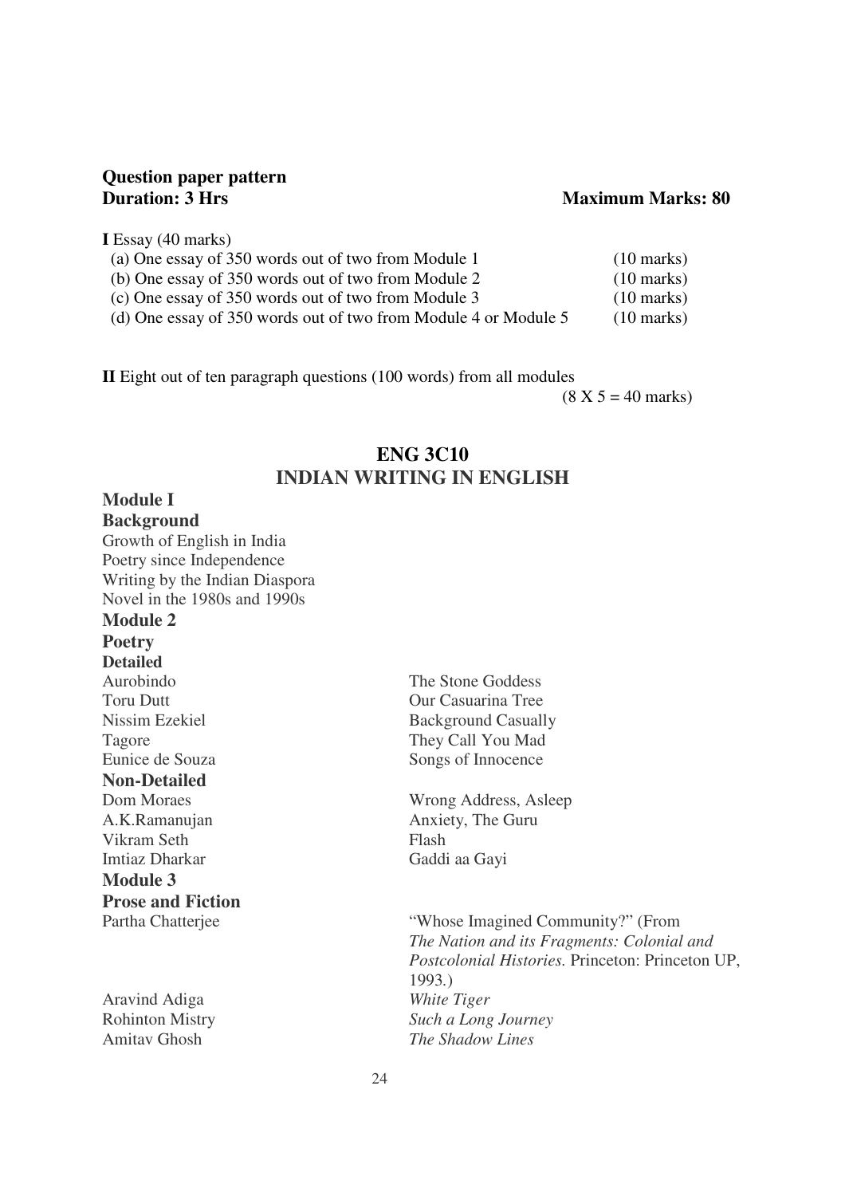**Question paper pattern**

**Duration: 3 Hrs** **Maximum Marks: 80**

**I** Essay (40 marks)

| | |
|---|---|
| (a) One essay of 350 words out of two from Module 1 | (10 marks) |
| (b) One essay of 350 words out of two from Module 2 | (10 marks) |
| (c) One essay of 350 words out of two from Module 3 | (10 marks) |
| (d) One essay of 350 words out of two from Module 4 or Module 5 | (10 marks) |

**II** Eight out of ten paragraph questions (100 words) from all modules

(8 X 5 = 40 marks)

## ENG 3C10
## INDIAN WRITING IN ENGLISH

**Module I**

**Background**

Growth of English in India
Poetry since Independence
Writing by the Indian Diaspora
Novel in the 1980s and 1990s

**Module 2**

**Poetry**

**Detailed**

| | |
|---|---|
| Aurobindo | The Stone Goddess |
| Toru Dutt | Our Casuarina Tree |
| Nissim Ezekiel | Background Casually |
| Tagore | They Call You Mad |
| Eunice de Souza | Songs of Innocence |

**Non-Detailed**

| | |
|---|---|
| Dom Moraes | Wrong Address, Asleep |
| A.K.Ramanujan | Anxiety, The Guru |
| Vikram Seth | Flash |
| Imtiaz Dharkar | Gaddi aa Gayi |

**Module 3**

**Prose and Fiction**

| | |
|---|---|
| Partha Chatterjee | "Whose Imagined Community?" (From *The Nation and its Fragments: Colonial and Postcolonial Histories.* Princeton: Princeton UP, 1993.) |
| Aravind Adiga | *White Tiger* |
| Rohinton Mistry | *Such a Long Journey* |
| Amitav Ghosh | *The Shadow Lines* |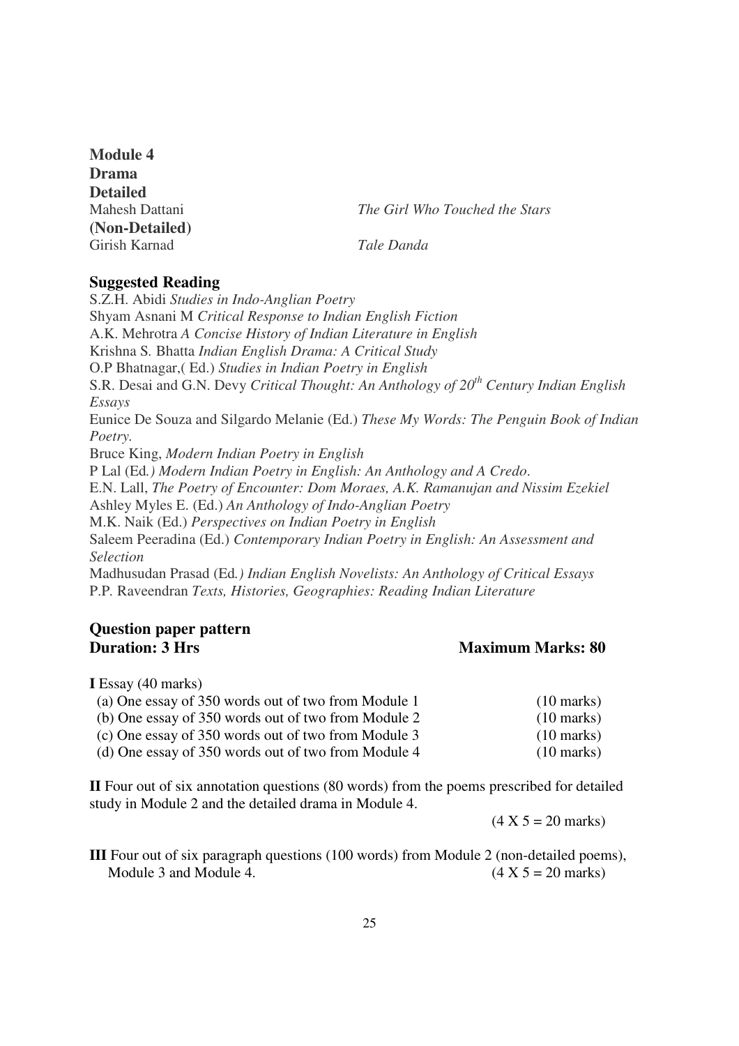**Module 4**
**Drama**
**Detailed**
Mahesh Dattani *The Girl Who Touched the Stars*
**(Non-Detailed)**
Girish Karnad *Tale Danda*

## Suggested Reading

S.Z.H. Abidi *Studies in Indo-Anglian Poetry*
Shyam Asnani M *Critical Response to Indian English Fiction*
A.K. Mehrotra *A Concise History of Indian Literature in English*
Krishna S. Bhatta *Indian English Drama: A Critical Study*
O.P Bhatnagar,( Ed.) *Studies in Indian Poetry in English*
S.R. Desai and G.N. Devy *Critical Thought: An Anthology of 20th Century Indian English Essays*
Eunice De Souza and Silgardo Melanie (Ed.) *These My Words: The Penguin Book of Indian Poetry.*
Bruce King, *Modern Indian Poetry in English*
P Lal (Ed*.) Modern Indian Poetry in English: An Anthology and A Credo*.
E.N. Lall, *The Poetry of Encounter: Dom Moraes, A.K. Ramanujan and Nissim Ezekiel*
Ashley Myles E. (Ed.) *An Anthology of Indo-Anglian Poetry*
M.K. Naik (Ed.) *Perspectives on Indian Poetry in English*
Saleem Peeradina (Ed.) *Contemporary Indian Poetry in English: An Assessment and Selection*
Madhusudan Prasad (Ed*.) Indian English Novelists: An Anthology of Critical Essays*
P.P. Raveendran *Texts, Histories, Geographies: Reading Indian Literature*

## Question paper pattern

**Duration: 3 Hrs** **Maximum Marks: 80**

**I** Essay (40 marks)

(a) One essay of 350 words out of two from Module 1 (10 marks)
(b) One essay of 350 words out of two from Module 2 (10 marks)
(c) One essay of 350 words out of two from Module 3 (10 marks)
(d) One essay of 350 words out of two from Module 4 (10 marks)

**II** Four out of six annotation questions (80 words) from the poems prescribed for detailed study in Module 2 and the detailed drama in Module 4.

(4 X 5 = 20 marks)

**III** Four out of six paragraph questions (100 words) from Module 2 (non-detailed poems), Module 3 and Module 4. (4 X 5 = 20 marks)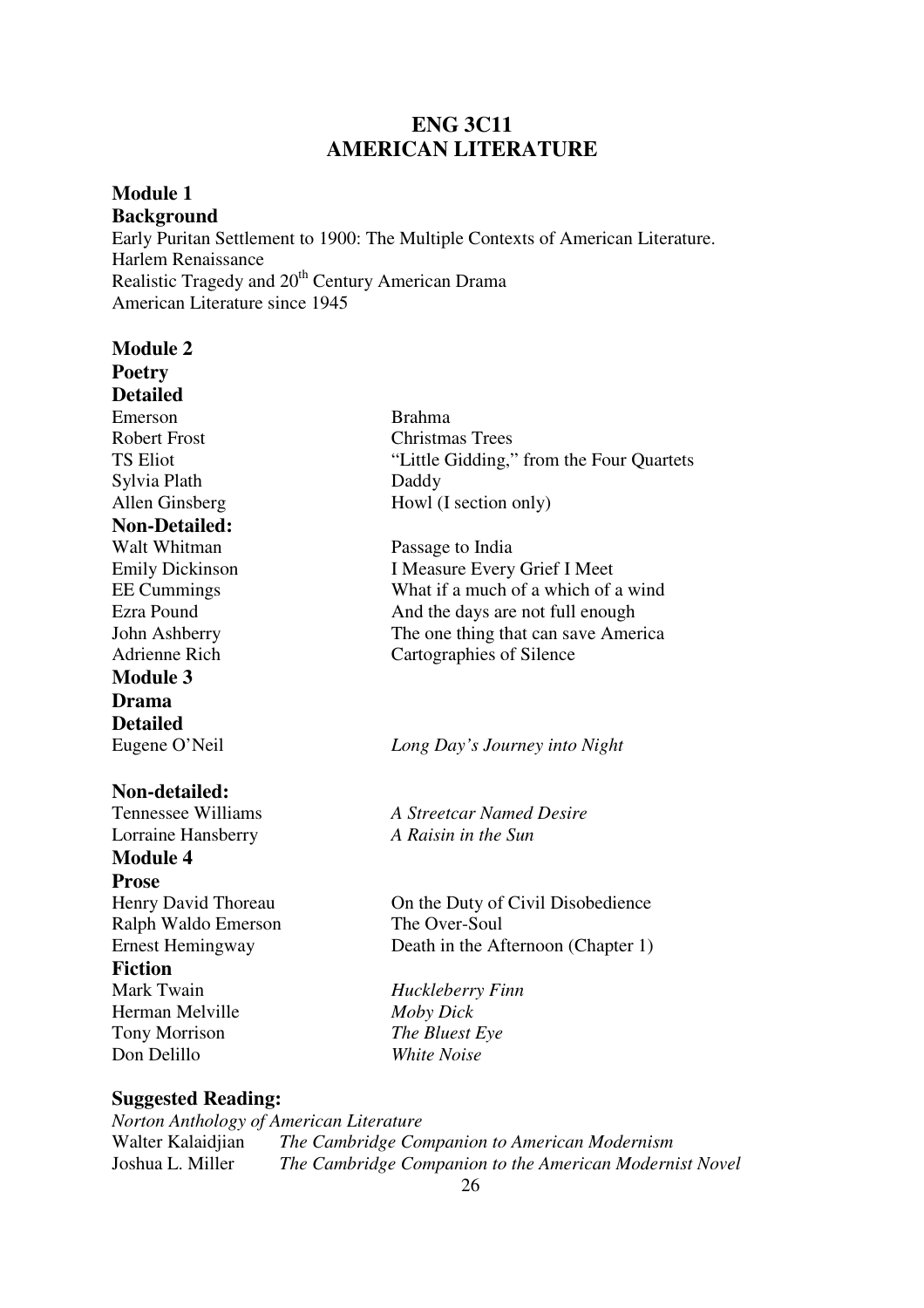# ENG 3C11
# AMERICAN LITERATURE

**Module 1**
**Background**

Early Puritan Settlement to 1900: The Multiple Contexts of American Literature.
Harlem Renaissance
Realistic Tragedy and 20th Century American Drama
American Literature since 1945

**Module 2**
**Poetry**
**Detailed**

| | |
|---|---|
| Emerson | Brahma |
| Robert Frost | Christmas Trees |
| TS Eliot | "Little Gidding," from the Four Quartets |
| Sylvia Plath | Daddy |
| Allen Ginsberg | Howl (I section only) |

**Non-Detailed:**

| | |
|---|---|
| Walt Whitman | Passage to India |
| Emily Dickinson | I Measure Every Grief I Meet |
| EE Cummings | What if a much of a which of a wind |
| Ezra Pound | And the days are not full enough |
| John Ashberry | The one thing that can save America |
| Adrienne Rich | Cartographies of Silence |

**Module 3**
**Drama**
**Detailed**

| | |
|---|---|
| Eugene O'Neil | *Long Day's Journey into Night* |

**Non-detailed:**

| | |
|---|---|
| Tennessee Williams | *A Streetcar Named Desire* |
| Lorraine Hansberry | *A Raisin in the Sun* |

**Module 4**
**Prose**

| | |
|---|---|
| Henry David Thoreau | On the Duty of Civil Disobedience |
| Ralph Waldo Emerson | The Over-Soul |
| Ernest Hemingway | Death in the Afternoon (Chapter 1) |

**Fiction**

| | |
|---|---|
| Mark Twain | *Huckleberry Finn* |
| Herman Melville | *Moby Dick* |
| Tony Morrison | *The Bluest Eye* |
| Don Delillo | *White Noise* |

**Suggested Reading:**

*Norton Anthology of American Literature*
Walter Kalaidjian *The Cambridge Companion to American Modernism*
Joshua L. Miller *The Cambridge Companion to the American Modernist Novel*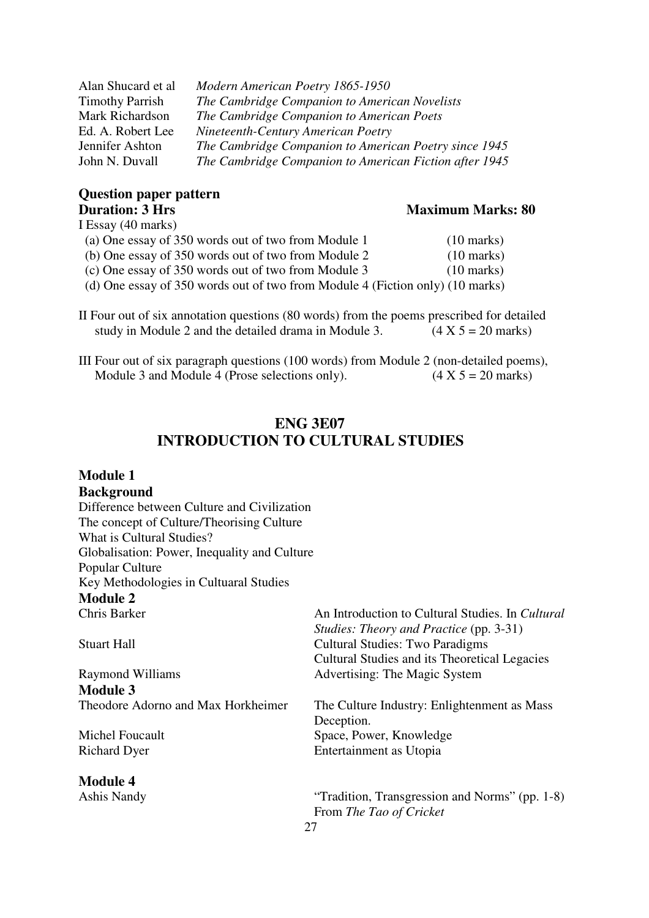| | |
|---|---|
| Alan Shucard et al | *Modern American Poetry 1865-1950* |
| Timothy Parrish | *The Cambridge Companion to American Novelists* |
| Mark Richardson | *The Cambridge Companion to American Poets* |
| Ed. A. Robert Lee | *Nineteenth-Century American Poetry* |
| Jennifer Ashton | *The Cambridge Companion to American Poetry since 1945* |
| John N. Duvall | *The Cambridge Companion to American Fiction after 1945* |

**Question paper pattern**

**Duration: 3 Hrs** **Maximum Marks: 80**

I Essay (40 marks)

(a) One essay of 350 words out of two from Module 1 (10 marks)
(b) One essay of 350 words out of two from Module 2 (10 marks)
(c) One essay of 350 words out of two from Module 3 (10 marks)
(d) One essay of 350 words out of two from Module 4 (Fiction only) (10 marks)

II Four out of six annotation questions (80 words) from the poems prescribed for detailed study in Module 2 and the detailed drama in Module 3. (4 X 5 = 20 marks)

III Four out of six paragraph questions (100 words) from Module 2 (non-detailed poems), Module 3 and Module 4 (Prose selections only). (4 X 5 = 20 marks)

## ENG 3E07
## INTRODUCTION TO CULTURAL STUDIES

**Module 1**

**Background**

Difference between Culture and Civilization
The concept of Culture/Theorising Culture
What is Cultural Studies?
Globalisation: Power, Inequality and Culture
Popular Culture
Key Methodologies in Cultuaral Studies

**Module 2**

| | |
|---|---|
| Chris Barker | An Introduction to Cultural Studies. In *Cultural Studies: Theory and Practice* (pp. 3-31) |
| Stuart Hall | Cultural Studies: Two Paradigms<br>Cultural Studies and its Theoretical Legacies |
| Raymond Williams | Advertising: The Magic System |

**Module 3**

| | |
|---|---|
| Theodore Adorno and Max Horkheimer | The Culture Industry: Enlightenment as Mass Deception. |
| Michel Foucault | Space, Power, Knowledge |
| Richard Dyer | Entertainment as Utopia |

**Module 4**

| | |
|---|---|
| Ashis Nandy | "Tradition, Transgression and Norms" (pp. 1-8) From *The Tao of Cricket* |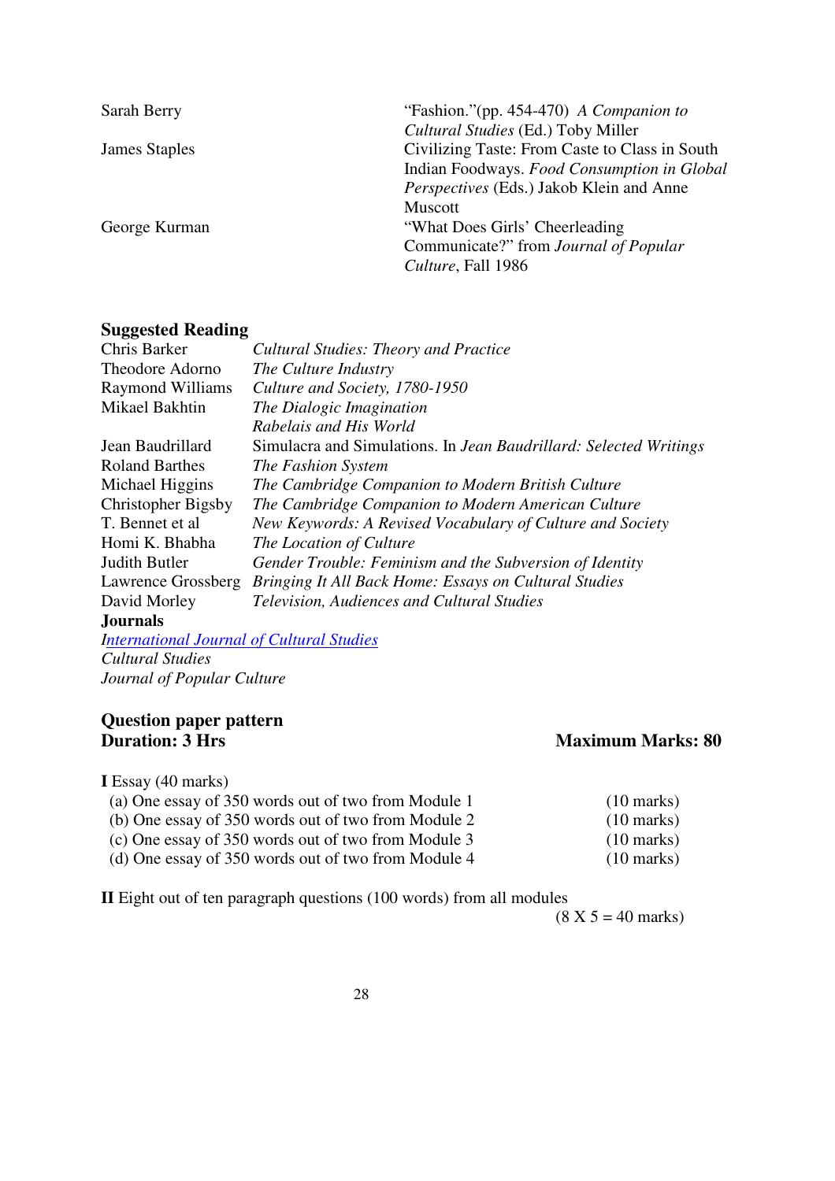| | |
|---|---|
| Sarah Berry | "Fashion."(pp. 454-470) *A Companion to Cultural Studies* (Ed.) Toby Miller |
| James Staples | Civilizing Taste: From Caste to Class in South Indian Foodways. *Food Consumption in Global Perspectives* (Eds.) Jakob Klein and Anne Muscott |
| George Kurman | "What Does Girls' Cheerleading Communicate?" from *Journal of Popular Culture*, Fall 1986 |

## Suggested Reading

| | |
|---|---|
| Chris Barker | *Cultural Studies: Theory and Practice* |
| Theodore Adorno | *The Culture Industry* |
| Raymond Williams | *Culture and Society, 1780-1950* |
| Mikael Bakhtin | *The Dialogic Imagination* |
| | *Rabelais and His World* |
| Jean Baudrillard | Simulacra and Simulations. In *Jean Baudrillard: Selected Writings* |
| Roland Barthes | *The Fashion System* |
| Michael Higgins | *The Cambridge Companion to Modern British Culture* |
| Christopher Bigsby | *The Cambridge Companion to Modern American Culture* |
| T. Bennet et al | *New Keywords: A Revised Vocabulary of Culture and Society* |
| Homi K. Bhabha | *The Location of Culture* |
| Judith Butler | *Gender Trouble: Feminism and the Subversion of Identity* |
| Lawrence Grossberg | *Bringing It All Back Home: Essays on Cultural Studies* |
| David Morley | *Television, Audiences and Cultural Studies* |

**Journals**

*International Journal of Cultural Studies*
*Cultural Studies*
*Journal of Popular Culture*

## Question paper pattern

**Duration: 3 Hrs** **Maximum Marks: 80**

**I** Essay (40 marks)

(a) One essay of 350 words out of two from Module 1 (10 marks)
(b) One essay of 350 words out of two from Module 2 (10 marks)
(c) One essay of 350 words out of two from Module 3 (10 marks)
(d) One essay of 350 words out of two from Module 4 (10 marks)

**II** Eight out of ten paragraph questions (100 words) from all modules
(8 X 5 = 40 marks)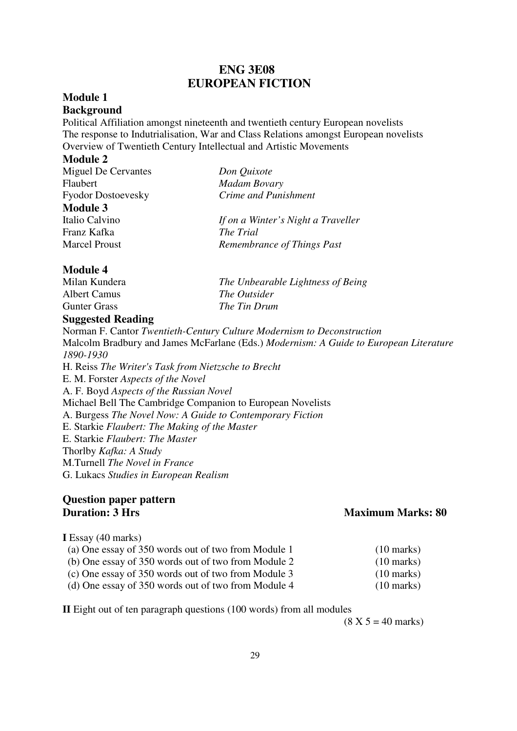# ENG 3E08
# EUROPEAN FICTION

## Module 1

### Background

Political Affiliation amongst nineteenth and twentieth century European novelists
The response to Indutrialisation, War and Class Relations amongst European novelists
Overview of Twentieth Century Intellectual and Artistic Movements

## Module 2

Miguel De Cervantes — *Don Quixote*
Flaubert — *Madam Bovary*
Fyodor Dostoevesky — *Crime and Punishment*

## Module 3

Italio Calvino — *If on a Winter's Night a Traveller*
Franz Kafka — *The Trial*
Marcel Proust — *Remembrance of Things Past*

## Module 4

Milan Kundera — *The Unbearable Lightness of Being*
Albert Camus — *The Outsider*
Gunter Grass — *The Tin Drum*

### Suggested Reading

Norman F. Cantor *Twentieth-Century Culture Modernism to Deconstruction*
Malcolm Bradbury and James McFarlane (Eds.) *Modernism: A Guide to European Literature 1890-1930*
H. Reiss *The Writer's Task from Nietzsche to Brecht*
E. M. Forster *Aspects of the Novel*
A. F. Boyd *Aspects of the Russian Novel*
Michael Bell The Cambridge Companion to European Novelists
A. Burgess *The Novel Now: A Guide to Contemporary Fiction*
E. Starkie *Flaubert: The Making of the Master*
E. Starkie *Flaubert: The Master*
Thorlby *Kafka: A Study*
M.Turnell *The Novel in France*
G. Lukacs *Studies in European Realism*

## Question paper pattern

**Duration: 3 Hrs** — **Maximum Marks: 80**

**I** Essay (40 marks)

(a) One essay of 350 words out of two from Module 1 (10 marks)
(b) One essay of 350 words out of two from Module 2 (10 marks)
(c) One essay of 350 words out of two from Module 3 (10 marks)
(d) One essay of 350 words out of two from Module 4 (10 marks)

**II** Eight out of ten paragraph questions (100 words) from all modules (8 X 5 = 40 marks)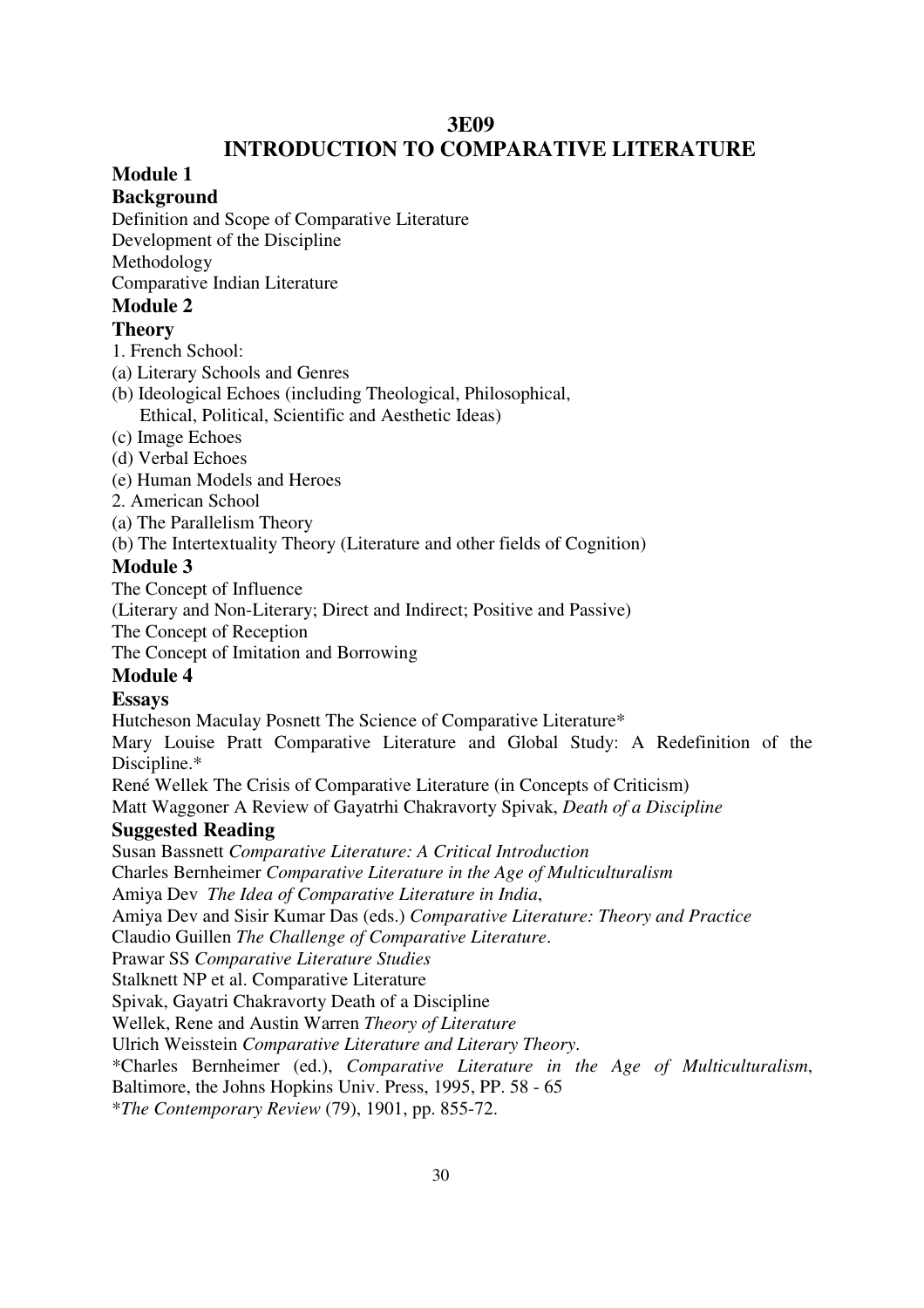# 3E09

# INTRODUCTION TO COMPARATIVE LITERATURE

## Module 1

### Background

Definition and Scope of Comparative Literature
Development of the Discipline
Methodology
Comparative Indian Literature

## Module 2

### Theory

1. French School:
(a) Literary Schools and Genres
(b) Ideological Echoes (including Theological, Philosophical, Ethical, Political, Scientific and Aesthetic Ideas)
(c) Image Echoes
(d) Verbal Echoes
(e) Human Models and Heroes
2. American School
(a) The Parallelism Theory
(b) The Intertextuality Theory (Literature and other fields of Cognition)

## Module 3

The Concept of Influence
(Literary and Non-Literary; Direct and Indirect; Positive and Passive)
The Concept of Reception
The Concept of Imitation and Borrowing

## Module 4

### Essays

Hutcheson Maculay Posnett The Science of Comparative Literature*
Mary Louise Pratt Comparative Literature and Global Study: A Redefinition of the Discipline.*
René Wellek The Crisis of Comparative Literature (in Concepts of Criticism)
Matt Waggoner A Review of Gayatrhi Chakravorty Spivak, *Death of a Discipline*

### Suggested Reading

Susan Bassnett *Comparative Literature: A Critical Introduction*
Charles Bernheimer *Comparative Literature in the Age of Multiculturalism*
Amiya Dev *The Idea of Comparative Literature in India*,
Amiya Dev and Sisir Kumar Das (eds.) *Comparative Literature: Theory and Practice*
Claudio Guillen *The Challenge of Comparative Literature*.
Prawar SS *Comparative Literature Studies*
Stalknett NP et al. Comparative Literature
Spivak, Gayatri Chakravorty Death of a Discipline
Wellek, Rene and Austin Warren *Theory of Literature*
Ulrich Weisstein *Comparative Literature and Literary Theory*.
*Charles Bernheimer (ed.), *Comparative Literature in the Age of Multiculturalism*, Baltimore, the Johns Hopkins Univ. Press, 1995, PP. 58 - 65
**The Contemporary Review* (79), 1901, pp. 855-72.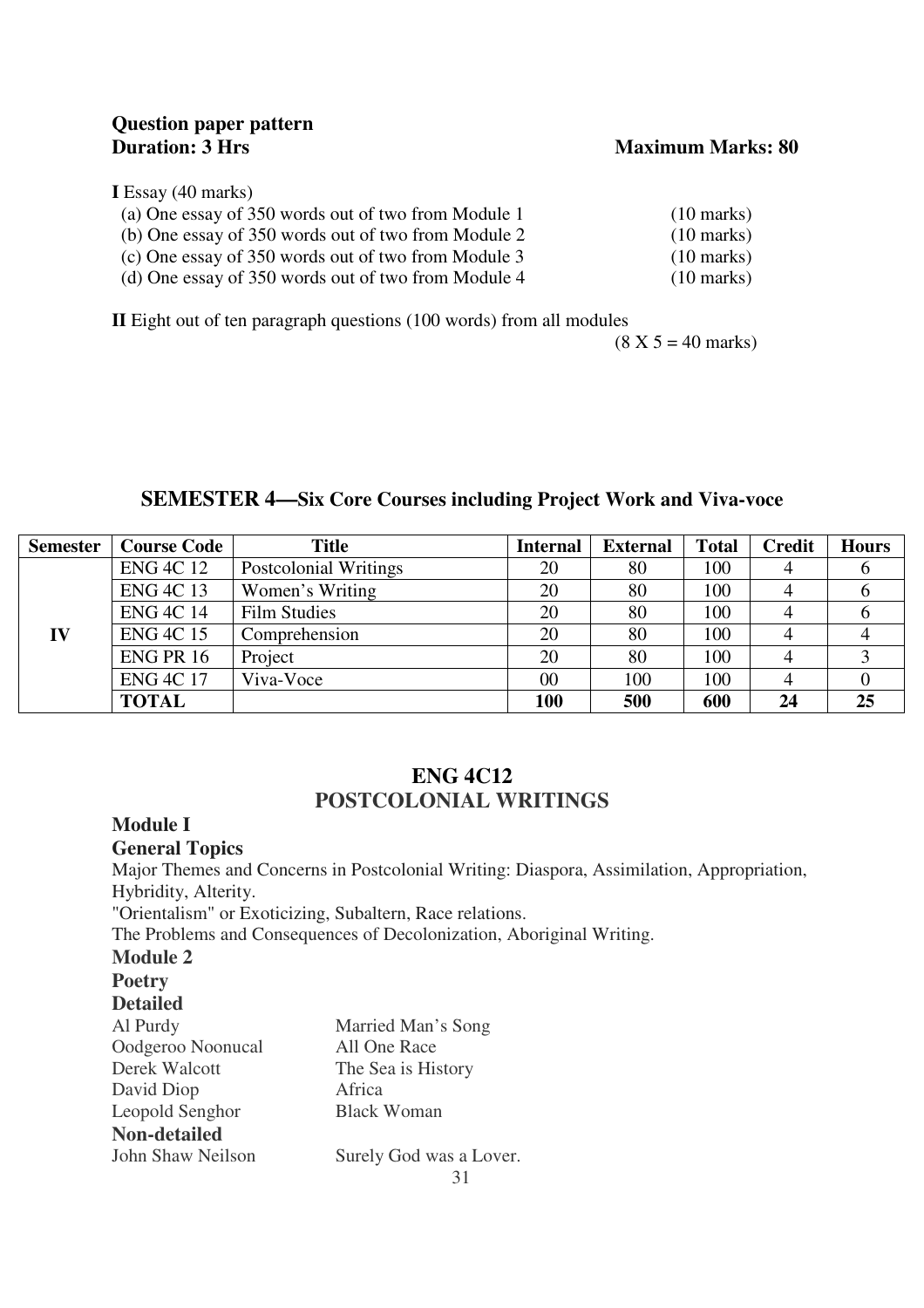**Question paper pattern**

**Duration: 3 Hrs** **Maximum Marks: 80**

**I** Essay (40 marks)

(a) One essay of 350 words out of two from Module 1 (10 marks)
(b) One essay of 350 words out of two from Module 2 (10 marks)
(c) One essay of 350 words out of two from Module 3 (10 marks)
(d) One essay of 350 words out of two from Module 4 (10 marks)

**II** Eight out of ten paragraph questions (100 words) from all modules
(8 X 5 = 40 marks)

## SEMESTER 4—Six Core Courses including Project Work and Viva-voce

| Semester | Course Code | Title | Internal | External | Total | Credit | Hours |
|---|---|---|---|---|---|---|---|
| IV | ENG 4C 12 | Postcolonial Writings | 20 | 80 | 100 | 4 | 6 |
| | ENG 4C 13 | Women's Writing | 20 | 80 | 100 | 4 | 6 |
| | ENG 4C 14 | Film Studies | 20 | 80 | 100 | 4 | 6 |
| | ENG 4C 15 | Comprehension | 20 | 80 | 100 | 4 | 4 |
| | ENG PR 16 | Project | 20 | 80 | 100 | 4 | 3 |
| | ENG 4C 17 | Viva-Voce | 00 | 100 | 100 | 4 | 0 |
| | **TOTAL** | | **100** | **500** | **600** | **24** | **25** |

## ENG 4C12
## POSTCOLONIAL WRITINGS

**Module I**

**General Topics**

Major Themes and Concerns in Postcolonial Writing: Diaspora, Assimilation, Appropriation, Hybridity, Alterity.
"Orientalism" or Exoticizing, Subaltern, Race relations.
The Problems and Consequences of Decolonization, Aboriginal Writing.

**Module 2**

**Poetry**

**Detailed**

Al Purdy — Married Man's Song
Oodgeroo Noonucal — All One Race
Derek Walcott — The Sea is History
David Diop — Africa
Leopold Senghor — Black Woman

**Non-detailed**

John Shaw Neilson — Surely God was a Lover.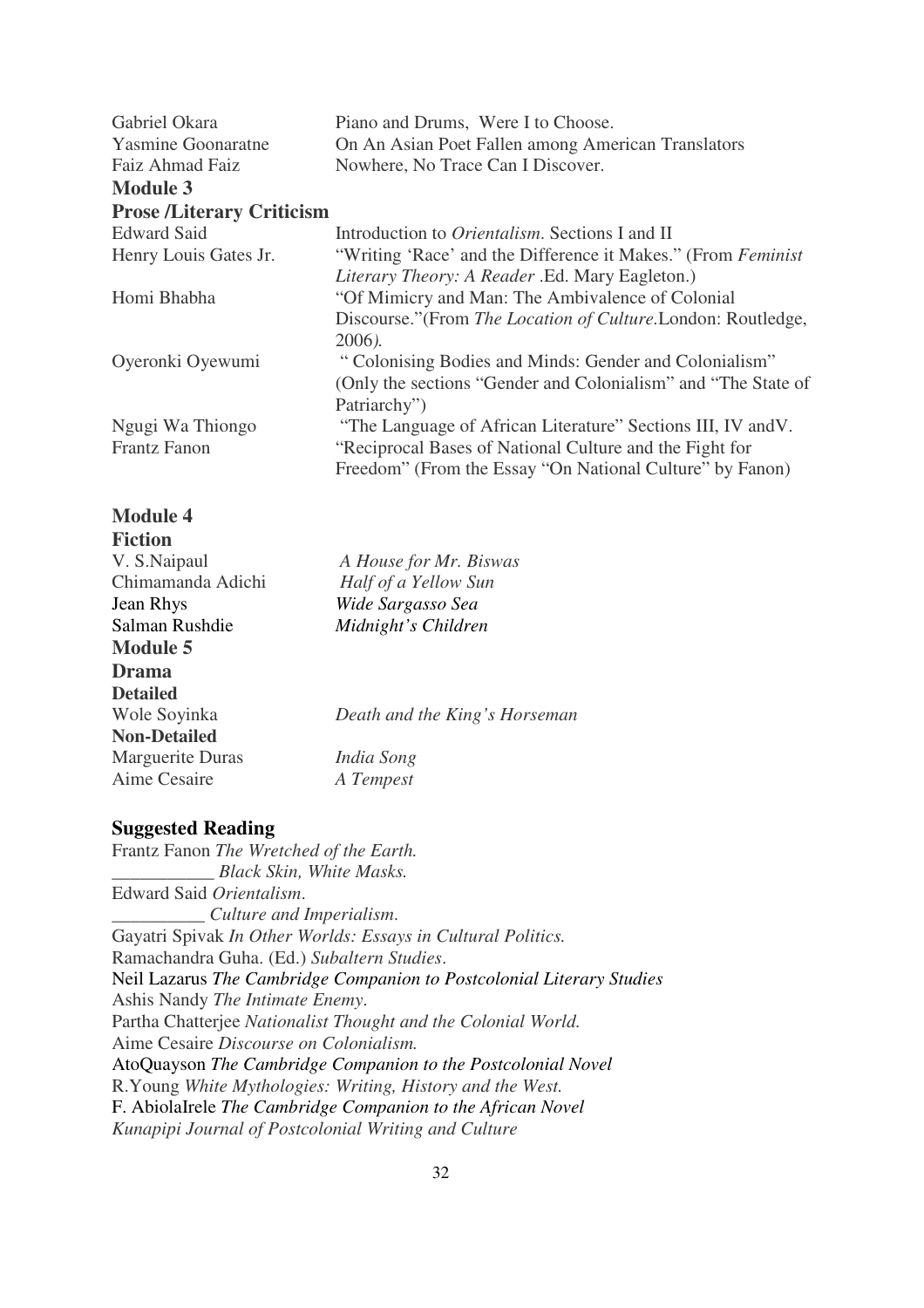| | |
|---|---|
| Gabriel Okara | Piano and Drums, Were I to Choose. |
| Yasmine Goonaratne | On An Asian Poet Fallen among American Translators |
| Faiz Ahmad Faiz | Nowhere, No Trace Can I Discover. |

**Module 3**

**Prose /Literary Criticism**

| | |
|---|---|
| Edward Said | Introduction to *Orientalism*. Sections I and II |
| Henry Louis Gates Jr. | "Writing 'Race' and the Difference it Makes." (From *Feminist Literary Theory: A Reader* .Ed. Mary Eagleton.) |
| Homi Bhabha | "Of Mimicry and Man: The Ambivalence of Colonial Discourse."(From *The Location of Culture*.London: Routledge, 2006*).* |
| Oyeronki Oyewumi | " Colonising Bodies and Minds: Gender and Colonialism" (Only the sections "Gender and Colonialism" and "The State of Patriarchy") |
| Ngugi Wa Thiongo | "The Language of African Literature" Sections III, IV andV. |
| Frantz Fanon | "Reciprocal Bases of National Culture and the Fight for Freedom" (From the Essay "On National Culture" by Fanon) |

**Module 4**

**Fiction**

| | |
|---|---|
| V. S.Naipaul | *A House for Mr. Biswas* |
| Chimamanda Adichi | *Half of a Yellow Sun* |
| Jean Rhys | *Wide Sargasso Sea* |
| Salman Rushdie | *Midnight's Children* |

**Module 5**

**Drama**

**Detailed**

| | |
|---|---|
| Wole Soyinka | *Death and the King's Horseman* |

**Non-Detailed**

| | |
|---|---|
| Marguerite Duras | *India Song* |
| Aime Cesaire | *A Tempest* |

## Suggested Reading

Frantz Fanon *The Wretched of the Earth.*
___________ *Black Skin, White Masks.*
Edward Said *Orientalism*.
__________ *Culture and Imperialism.*
Gayatri Spivak *In Other Worlds: Essays in Cultural Politics.*
Ramachandra Guha. (Ed.) *Subaltern Studies*.
Neil Lazarus *The Cambridge Companion to Postcolonial Literary Studies*
Ashis Nandy *The Intimate Enemy*.
Partha Chatterjee *Nationalist Thought and the Colonial World.*
Aime Cesaire *Discourse on Colonialism.*
AtoQuayson *The Cambridge Companion to the Postcolonial Novel*
R.Young *White Mythologies: Writing, History and the West.*
F. AbiolaIrele *The Cambridge Companion to the African Novel*
*Kunapipi Journal of Postcolonial Writing and Culture*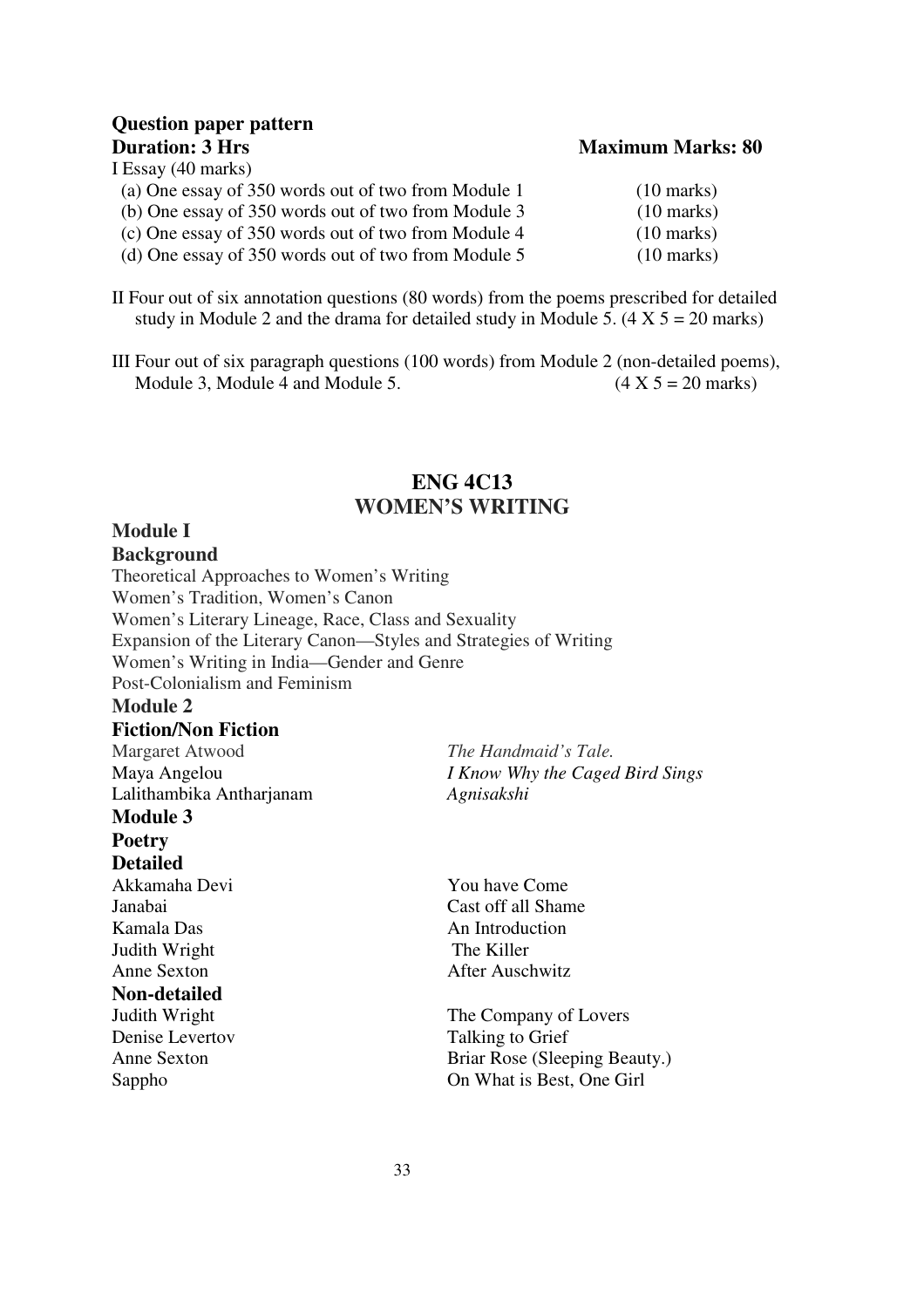**Question paper pattern**

**Duration: 3 Hrs** **Maximum Marks: 80**

I Essay (40 marks)

(a) One essay of 350 words out of two from Module 1 (10 marks)
(b) One essay of 350 words out of two from Module 3 (10 marks)
(c) One essay of 350 words out of two from Module 4 (10 marks)
(d) One essay of 350 words out of two from Module 5 (10 marks)

II Four out of six annotation questions (80 words) from the poems prescribed for detailed study in Module 2 and the drama for detailed study in Module 5. (4 X 5 = 20 marks)

III Four out of six paragraph questions (100 words) from Module 2 (non-detailed poems), Module 3, Module 4 and Module 5. (4 X 5 = 20 marks)

## ENG 4C13
## WOMEN'S WRITING

**Module I**

**Background**

Theoretical Approaches to Women's Writing
Women's Tradition, Women's Canon
Women's Literary Lineage, Race, Class and Sexuality
Expansion of the Literary Canon—Styles and Strategies of Writing
Women's Writing in India—Gender and Genre
Post-Colonialism and Feminism

**Module 2**

**Fiction/Non Fiction**

| | |
|---|---|
| Margaret Atwood | *The Handmaid's Tale.* |
| Maya Angelou | *I Know Why the Caged Bird Sings* |
| Lalithambika Antharjanam | *Agnisakshi* |

**Module 3**

**Poetry**

**Detailed**

| | |
|---|---|
| Akkamaha Devi | You have Come |
| Janabai | Cast off all Shame |
| Kamala Das | An Introduction |
| Judith Wright | The Killer |
| Anne Sexton | After Auschwitz |

**Non-detailed**

| | |
|---|---|
| Judith Wright | The Company of Lovers |
| Denise Levertov | Talking to Grief |
| Anne Sexton | Briar Rose (Sleeping Beauty.) |
| Sappho | On What is Best, One Girl |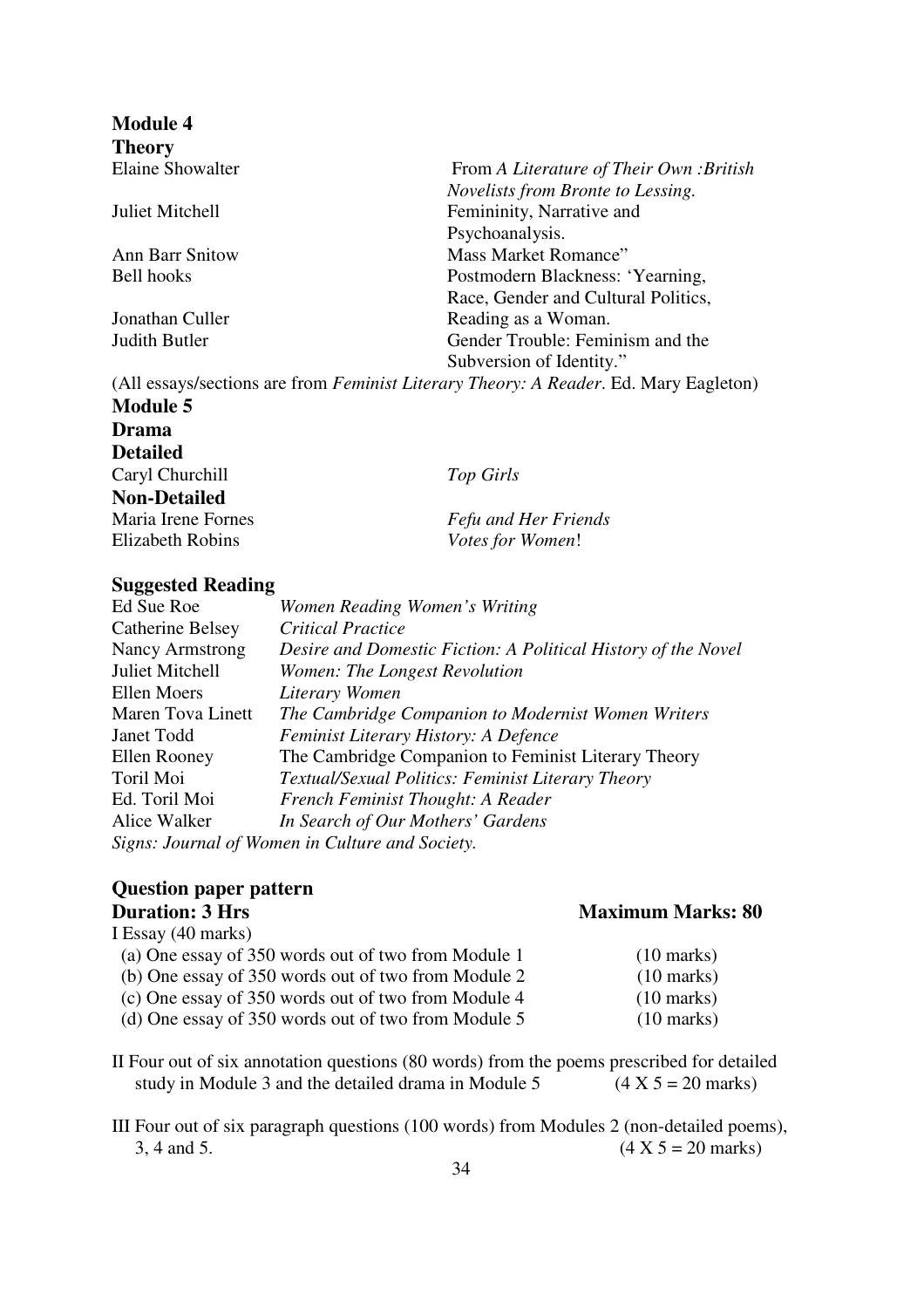**Module 4**

**Theory**

| | |
|---|---|
| Elaine Showalter | From *A Literature of Their Own :British Novelists from Bronte to Lessing.* |
| Juliet Mitchell | Femininity, Narrative and Psychoanalysis. |
| Ann Barr Snitow | Mass Market Romance" |
| Bell hooks | Postmodern Blackness: 'Yearning, Race, Gender and Cultural Politics, |
| Jonathan Culler | Reading as a Woman. |
| Judith Butler | Gender Trouble: Feminism and the Subversion of Identity." |

(All essays/sections are from *Feminist Literary Theory: A Reader*. Ed. Mary Eagleton)

**Module 5**

**Drama**

**Detailed**

| | |
|---|---|
| Caryl Churchill | *Top Girls* |

**Non-Detailed**

| | |
|---|---|
| Maria Irene Fornes | *Fefu and Her Friends* |
| Elizabeth Robins | *Votes for Women*! |

**Suggested Reading**

| | |
|---|---|
| Ed Sue Roe | *Women Reading Women's Writing* |
| Catherine Belsey | *Critical Practice* |
| Nancy Armstrong | *Desire and Domestic Fiction: A Political History of the Novel* |
| Juliet Mitchell | *Women: The Longest Revolution* |
| Ellen Moers | *Literary Women* |
| Maren Tova Linett | *The Cambridge Companion to Modernist Women Writers* |
| Janet Todd | *Feminist Literary History: A Defence* |
| Ellen Rooney | The Cambridge Companion to Feminist Literary Theory |
| Toril Moi | *Textual/Sexual Politics: Feminist Literary Theory* |
| Ed. Toril Moi | *French Feminist Thought: A Reader* |
| Alice Walker | *In Search of Our Mothers' Gardens* |

*Signs: Journal of Women in Culture and Society.*

**Question paper pattern**

**Duration: 3 Hrs** **Maximum Marks: 80**

I Essay (40 marks)

(a) One essay of 350 words out of two from Module 1 (10 marks)
(b) One essay of 350 words out of two from Module 2 (10 marks)
(c) One essay of 350 words out of two from Module 4 (10 marks)
(d) One essay of 350 words out of two from Module 5 (10 marks)

II Four out of six annotation questions (80 words) from the poems prescribed for detailed study in Module 3 and the detailed drama in Module 5 (4 X 5 = 20 marks)

III Four out of six paragraph questions (100 words) from Modules 2 (non-detailed poems), 3, 4 and 5. (4 X 5 = 20 marks)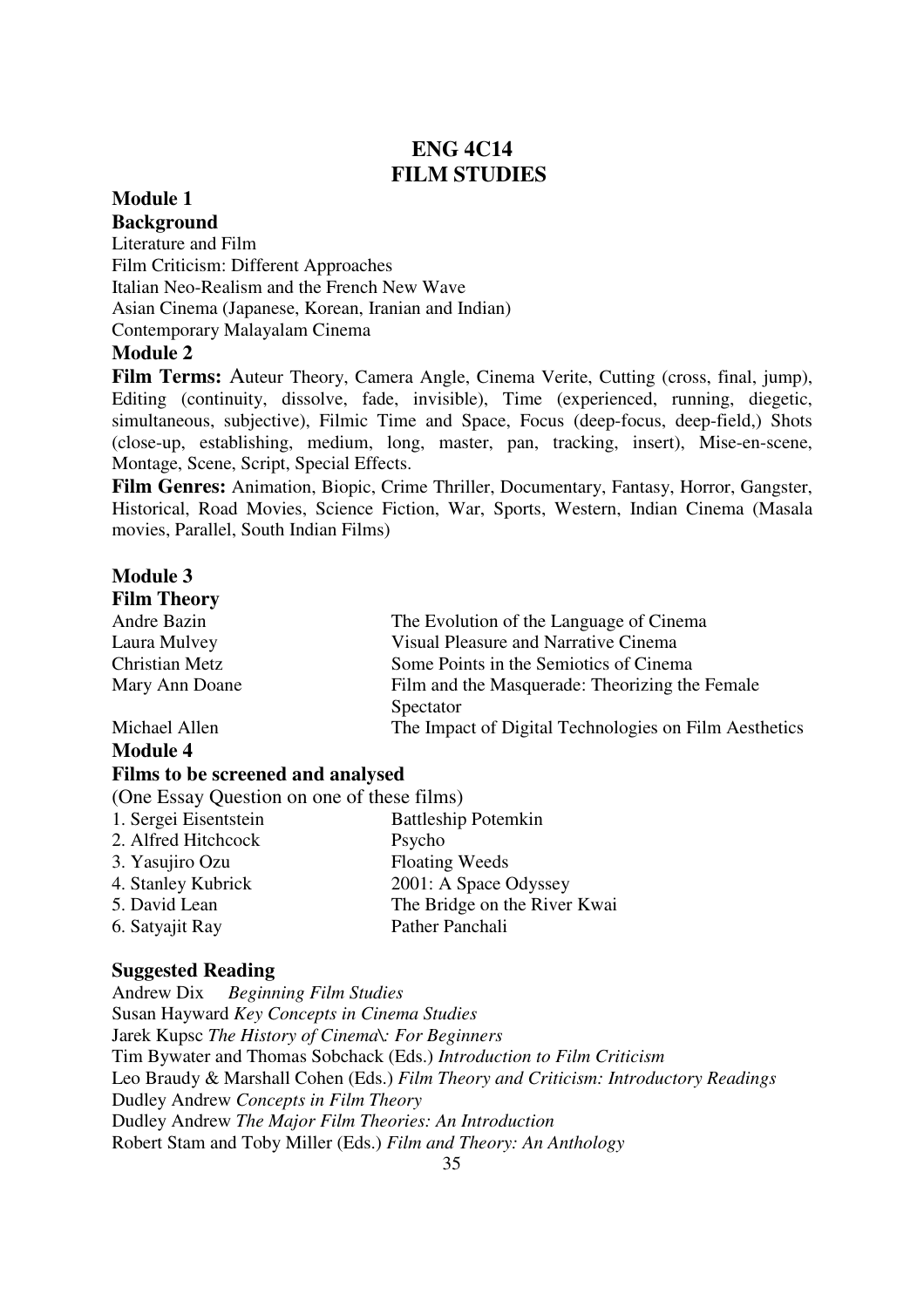# ENG 4C14
# FILM STUDIES

## Module 1

### Background

Literature and Film
Film Criticism: Different Approaches
Italian Neo-Realism and the French New Wave
Asian Cinema (Japanese, Korean, Iranian and Indian)
Contemporary Malayalam Cinema

## Module 2

**Film Terms:** Auteur Theory, Camera Angle, Cinema Verite, Cutting (cross, final, jump), Editing (continuity, dissolve, fade, invisible), Time (experienced, running, diegetic, simultaneous, subjective), Filmic Time and Space, Focus (deep-focus, deep-field,) Shots (close-up, establishing, medium, long, master, pan, tracking, insert), Mise-en-scene, Montage, Scene, Script, Special Effects.

**Film Genres:** Animation, Biopic, Crime Thriller, Documentary, Fantasy, Horror, Gangster, Historical, Road Movies, Science Fiction, War, Sports, Western, Indian Cinema (Masala movies, Parallel, South Indian Films)

## Module 3

### Film Theory

| | |
|---|---|
| Andre Bazin | The Evolution of the Language of Cinema |
| Laura Mulvey | Visual Pleasure and Narrative Cinema |
| Christian Metz | Some Points in the Semiotics of Cinema |
| Mary Ann Doane | Film and the Masquerade: Theorizing the Female Spectator |
| Michael Allen | The Impact of Digital Technologies on Film Aesthetics |

## Module 4

### Films to be screened and analysed

(One Essay Question on one of these films)

| | |
|---|---|
| 1. Sergei Eisentstein | Battleship Potemkin |
| 2. Alfred Hitchcock | Psycho |
| 3. Yasujiro Ozu | Floating Weeds |
| 4. Stanley Kubrick | 2001: A Space Odyssey |
| 5. David Lean | The Bridge on the River Kwai |
| 6. Satyajit Ray | Pather Panchali |

### Suggested Reading

Andrew Dix *Beginning Film Studies*
Susan Hayward *Key Concepts in Cinema Studies*
Jarek Kupsc *The History of Cinema\: For Beginners*
Tim Bywater and Thomas Sobchack (Eds.) *Introduction to Film Criticism*
Leo Braudy & Marshall Cohen (Eds.) *Film Theory and Criticism: Introductory Readings*
Dudley Andrew *Concepts in Film Theory*
Dudley Andrew *The Major Film Theories: An Introduction*
Robert Stam and Toby Miller (Eds.) *Film and Theory: An Anthology*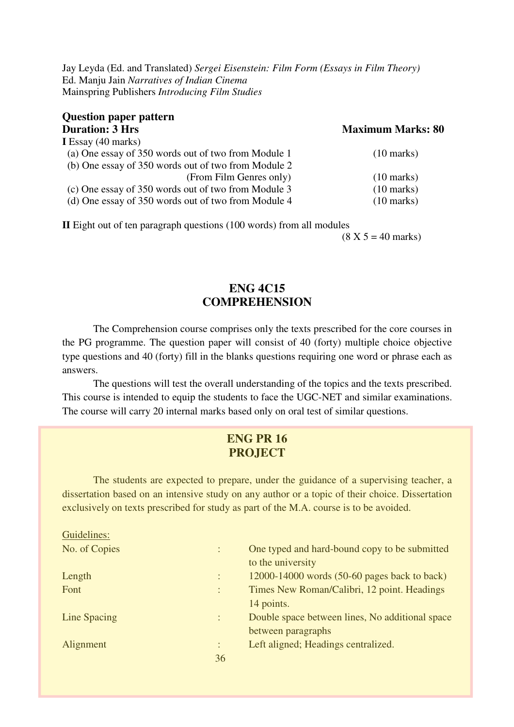Jay Leyda (Ed. and Translated) *Sergei Eisenstein: Film Form (Essays in Film Theory)*
Ed. Manju Jain *Narratives of Indian Cinema*
Mainspring Publishers *Introducing Film Studies*

**Question paper pattern**
**Duration: 3 Hrs** **Maximum Marks: 80**

**I** Essay (40 marks)

(a) One essay of 350 words out of two from Module 1 (10 marks)
(b) One essay of 350 words out of two from Module 2 (From Film Genres only) (10 marks)
(c) One essay of 350 words out of two from Module 3 (10 marks)
(d) One essay of 350 words out of two from Module 4 (10 marks)

**II** Eight out of ten paragraph questions (100 words) from all modules (8 X 5 = 40 marks)

## ENG 4C15
## COMPREHENSION

The Comprehension course comprises only the texts prescribed for the core courses in the PG programme. The question paper will consist of 40 (forty) multiple choice objective type questions and 40 (forty) fill in the blanks questions requiring one word or phrase each as answers.

The questions will test the overall understanding of the topics and the texts prescribed. This course is intended to equip the students to face the UGC-NET and similar examinations. The course will carry 20 internal marks based only on oral test of similar questions.

## ENG PR 16
## PROJECT

The students are expected to prepare, under the guidance of a supervising teacher, a dissertation based on an intensive study on any author or a topic of their choice. Dissertation exclusively on texts prescribed for study as part of the M.A. course is to be avoided.

Guidelines:

| | | |
|---|---|---|
| No. of Copies | : | One typed and hard-bound copy to be submitted to the university |
| Length | : | 12000-14000 words (50-60 pages back to back) |
| Font | : | Times New Roman/Calibri, 12 point. Headings 14 points. |
| Line Spacing | : | Double space between lines, No additional space between paragraphs |
| Alignment | : | Left aligned; Headings centralized. |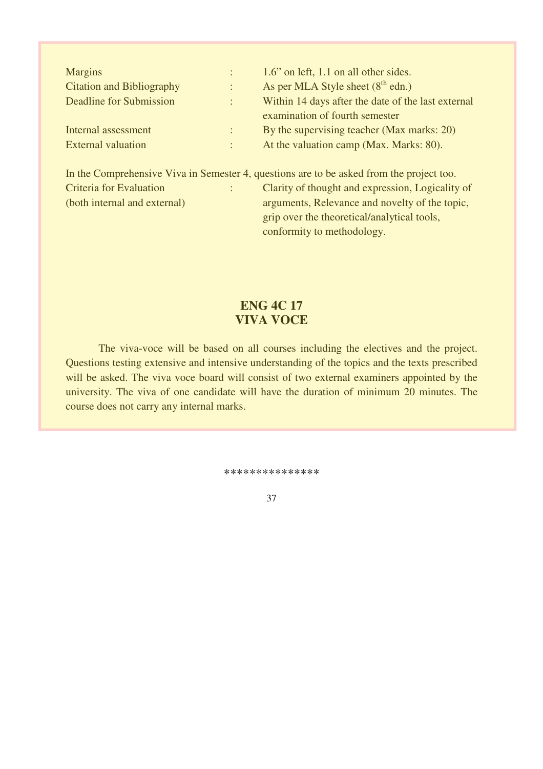| | | |
|---|---|---|
| Margins | : | 1.6" on left, 1.1 on all other sides. |
| Citation and Bibliography | : | As per MLA Style sheet (8th edn.) |
| Deadline for Submission | : | Within 14 days after the date of the last external examination of fourth semester |
| Internal assessment | : | By the supervising teacher (Max marks: 20) |
| External valuation | : | At the valuation camp (Max. Marks: 80). |

In the Comprehensive Viva in Semester 4, questions are to be asked from the project too.

| | | |
|---|---|---|
| Criteria for Evaluation (both internal and external) | : | Clarity of thought and expression, Logicality of arguments, Relevance and novelty of the topic, grip over the theoretical/analytical tools, conformity to methodology. |

## ENG 4C 17
## VIVA VOCE

The viva-voce will be based on all courses including the electives and the project. Questions testing extensive and intensive understanding of the topics and the texts prescribed will be asked. The viva voce board will consist of two external examiners appointed by the university. The viva of one candidate will have the duration of minimum 20 minutes. The course does not carry any internal marks.

***************